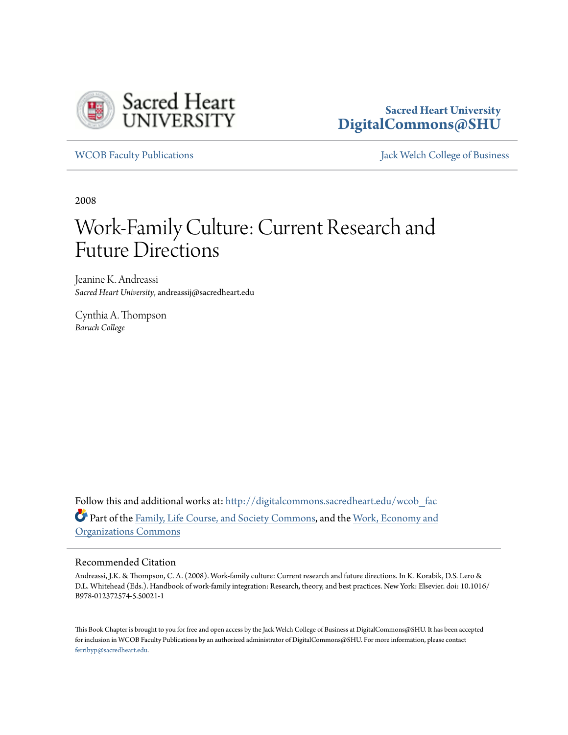Sacred Heart University
**DigitalCommons@SHU**

WCOB Faculty Publications

Jack Welch College of Business

2008

# Work-Family Culture: Current Research and Future Directions

Jeanine K. Andreassi
*Sacred Heart University*, andreassij@sacredheart.edu

Cynthia A. Thompson
*Baruch College*

Follow this and additional works at: http://digitalcommons.sacredheart.edu/wcob_fac

Part of the Family, Life Course, and Society Commons, and the Work, Economy and Organizations Commons

## Recommended Citation

Andreassi, J.K. & Thompson, C. A. (2008). Work-family culture: Current research and future directions. In K. Korabik, D.S. Lero & D.L. Whitehead (Eds.). Handbook of work-family integration: Research, theory, and best practices. New York: Elsevier. doi: 10.1016/B978-012372574-5.50021-1

This Book Chapter is brought to you for free and open access by the Jack Welch College of Business at DigitalCommons@SHU. It has been accepted for inclusion in WCOB Faculty Publications by an authorized administrator of DigitalCommons@SHU. For more information, please contact ferribyp@sacredheart.edu.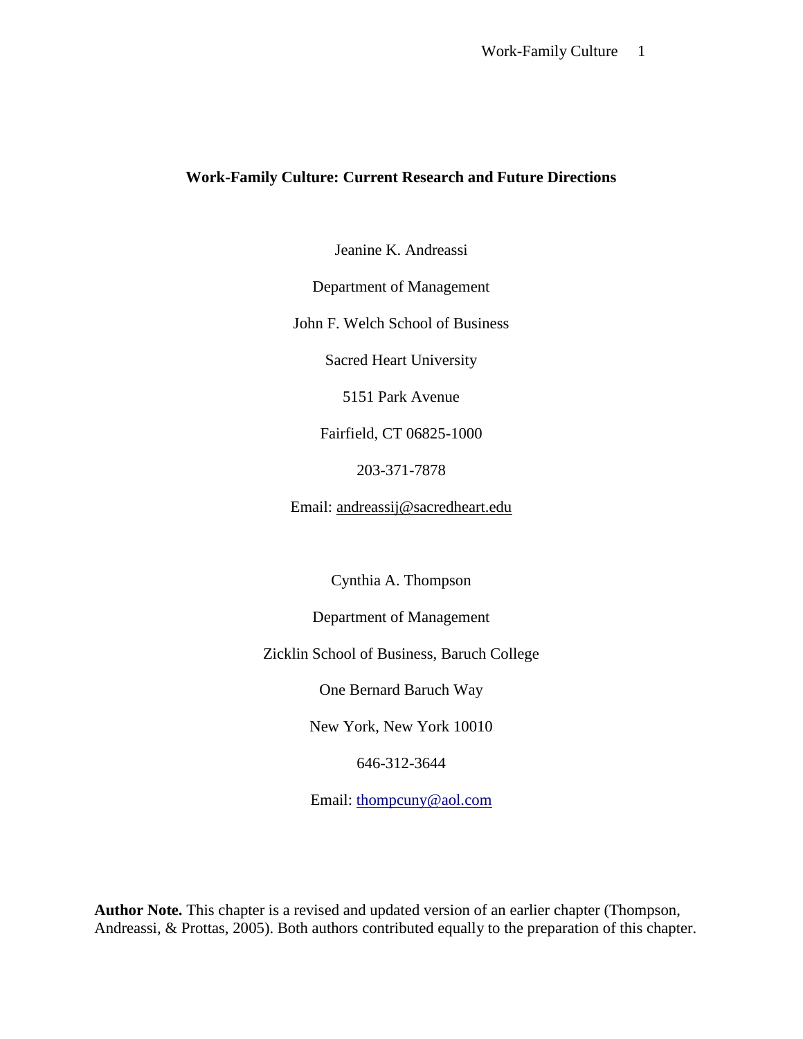# Work-Family Culture: Current Research and Future Directions

Jeanine K. Andreassi

Department of Management

John F. Welch School of Business

Sacred Heart University

5151 Park Avenue

Fairfield, CT 06825-1000

203-371-7878

Email: andreassij@sacredheart.edu

Cynthia A. Thompson

Department of Management

Zicklin School of Business, Baruch College

One Bernard Baruch Way

New York, New York 10010

646-312-3644

Email: thompcuny@aol.com

**Author Note.** This chapter is a revised and updated version of an earlier chapter (Thompson, Andreassi, & Prottas, 2005). Both authors contributed equally to the preparation of this chapter.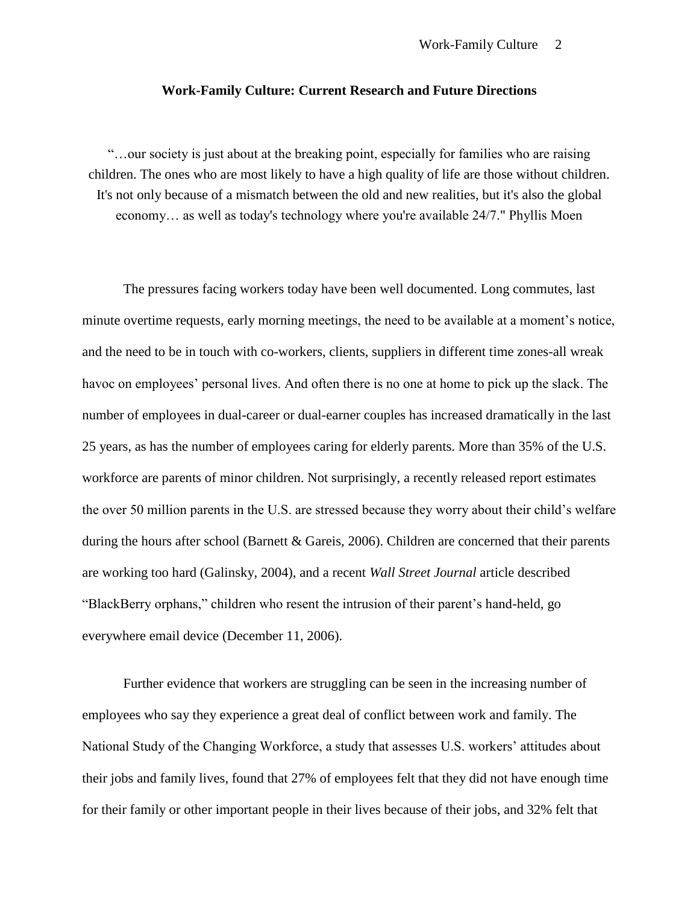## Work-Family Culture: Current Research and Future Directions

"…our society is just about at the breaking point, especially for families who are raising children. The ones who are most likely to have a high quality of life are those without children. It's not only because of a mismatch between the old and new realities, but it's also the global economy… as well as today's technology where you're available 24/7." Phyllis Moen

The pressures facing workers today have been well documented. Long commutes, last minute overtime requests, early morning meetings, the need to be available at a moment's notice, and the need to be in touch with co-workers, clients, suppliers in different time zones-all wreak havoc on employees' personal lives. And often there is no one at home to pick up the slack. The number of employees in dual-career or dual-earner couples has increased dramatically in the last 25 years, as has the number of employees caring for elderly parents. More than 35% of the U.S. workforce are parents of minor children. Not surprisingly, a recently released report estimates the over 50 million parents in the U.S. are stressed because they worry about their child's welfare during the hours after school (Barnett & Gareis, 2006). Children are concerned that their parents are working too hard (Galinsky, 2004), and a recent *Wall Street Journal* article described "BlackBerry orphans," children who resent the intrusion of their parent's hand-held, go everywhere email device (December 11, 2006).

Further evidence that workers are struggling can be seen in the increasing number of employees who say they experience a great deal of conflict between work and family. The National Study of the Changing Workforce, a study that assesses U.S. workers' attitudes about their jobs and family lives, found that 27% of employees felt that they did not have enough time for their family or other important people in their lives because of their jobs, and 32% felt that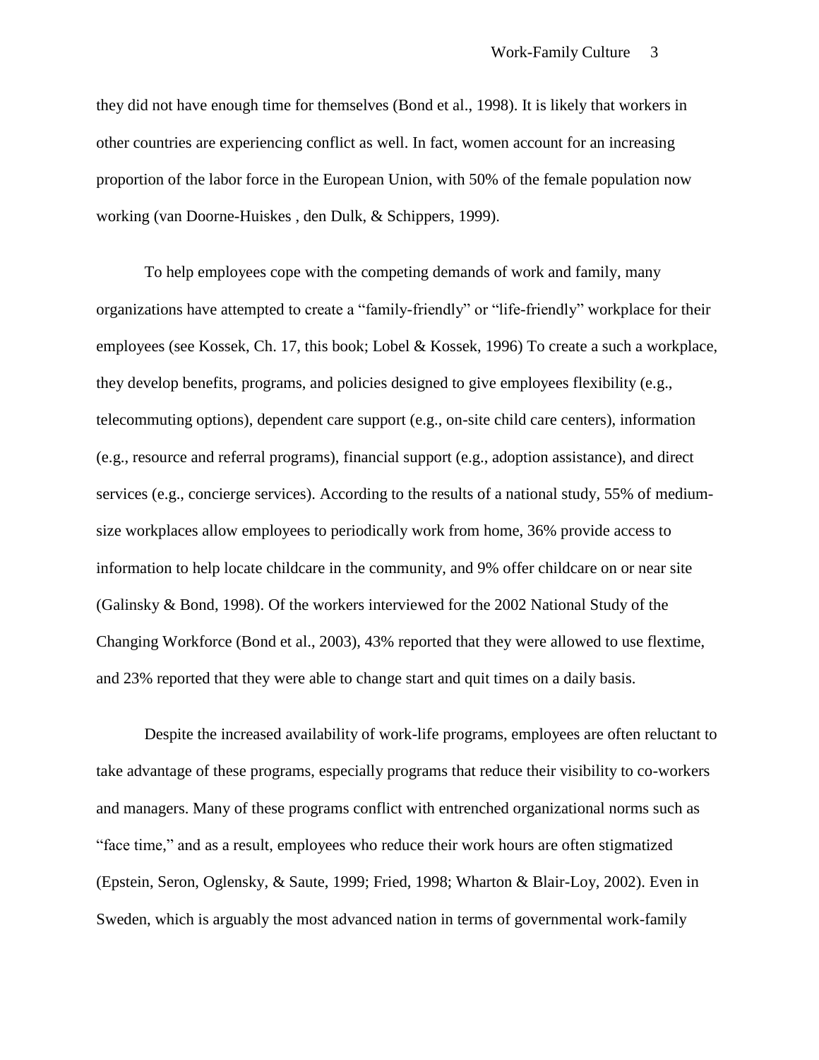they did not have enough time for themselves (Bond et al., 1998). It is likely that workers in other countries are experiencing conflict as well. In fact, women account for an increasing proportion of the labor force in the European Union, with 50% of the female population now working (van Doorne-Huiskes , den Dulk, & Schippers, 1999).

To help employees cope with the competing demands of work and family, many organizations have attempted to create a "family-friendly" or "life-friendly" workplace for their employees (see Kossek, Ch. 17, this book; Lobel & Kossek, 1996) To create a such a workplace, they develop benefits, programs, and policies designed to give employees flexibility (e.g., telecommuting options), dependent care support (e.g., on-site child care centers), information (e.g., resource and referral programs), financial support (e.g., adoption assistance), and direct services (e.g., concierge services). According to the results of a national study, 55% of medium-size workplaces allow employees to periodically work from home, 36% provide access to information to help locate childcare in the community, and 9% offer childcare on or near site (Galinsky & Bond, 1998). Of the workers interviewed for the 2002 National Study of the Changing Workforce (Bond et al., 2003), 43% reported that they were allowed to use flextime, and 23% reported that they were able to change start and quit times on a daily basis.

Despite the increased availability of work-life programs, employees are often reluctant to take advantage of these programs, especially programs that reduce their visibility to co-workers and managers. Many of these programs conflict with entrenched organizational norms such as "face time," and as a result, employees who reduce their work hours are often stigmatized (Epstein, Seron, Oglensky, & Saute, 1999; Fried, 1998; Wharton & Blair-Loy, 2002). Even in Sweden, which is arguably the most advanced nation in terms of governmental work-family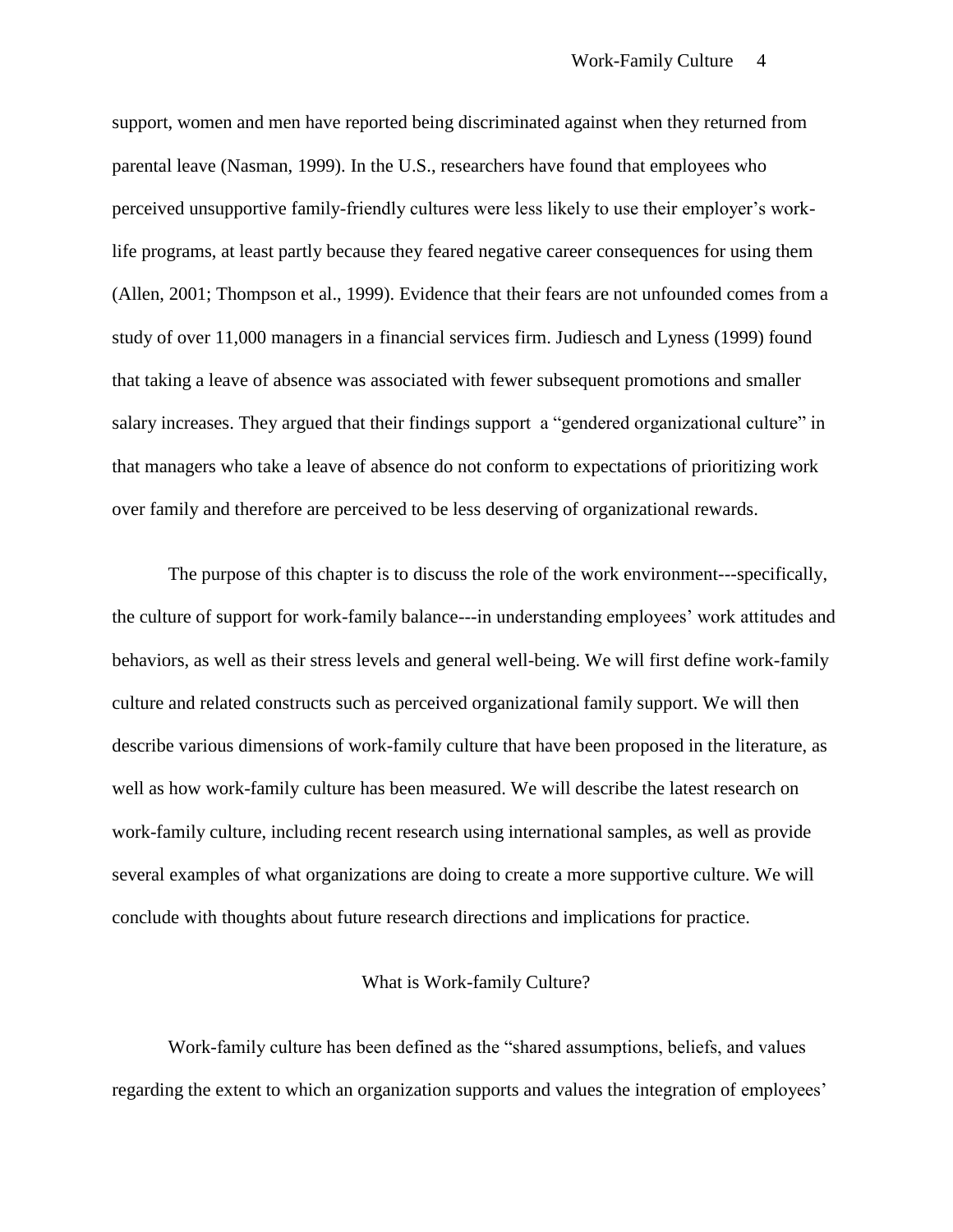support, women and men have reported being discriminated against when they returned from parental leave (Nasman, 1999). In the U.S., researchers have found that employees who perceived unsupportive family-friendly cultures were less likely to use their employer's work-life programs, at least partly because they feared negative career consequences for using them (Allen, 2001; Thompson et al., 1999). Evidence that their fears are not unfounded comes from a study of over 11,000 managers in a financial services firm. Judiesch and Lyness (1999) found that taking a leave of absence was associated with fewer subsequent promotions and smaller salary increases. They argued that their findings support a "gendered organizational culture" in that managers who take a leave of absence do not conform to expectations of prioritizing work over family and therefore are perceived to be less deserving of organizational rewards.

The purpose of this chapter is to discuss the role of the work environment---specifically, the culture of support for work-family balance---in understanding employees' work attitudes and behaviors, as well as their stress levels and general well-being. We will first define work-family culture and related constructs such as perceived organizational family support. We will then describe various dimensions of work-family culture that have been proposed in the literature, as well as how work-family culture has been measured. We will describe the latest research on work-family culture, including recent research using international samples, as well as provide several examples of what organizations are doing to create a more supportive culture. We will conclude with thoughts about future research directions and implications for practice.

## What is Work-family Culture?

Work-family culture has been defined as the "shared assumptions, beliefs, and values regarding the extent to which an organization supports and values the integration of employees'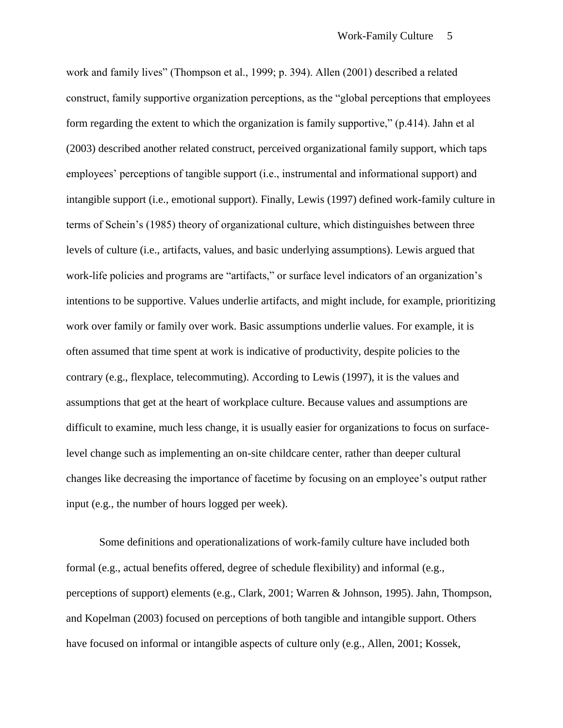work and family lives" (Thompson et al., 1999; p. 394). Allen (2001) described a related construct, family supportive organization perceptions, as the "global perceptions that employees form regarding the extent to which the organization is family supportive," (p.414). Jahn et al (2003) described another related construct, perceived organizational family support, which taps employees' perceptions of tangible support (i.e., instrumental and informational support) and intangible support (i.e., emotional support). Finally, Lewis (1997) defined work-family culture in terms of Schein's (1985) theory of organizational culture, which distinguishes between three levels of culture (i.e., artifacts, values, and basic underlying assumptions). Lewis argued that work-life policies and programs are "artifacts," or surface level indicators of an organization's intentions to be supportive. Values underlie artifacts, and might include, for example, prioritizing work over family or family over work. Basic assumptions underlie values. For example, it is often assumed that time spent at work is indicative of productivity, despite policies to the contrary (e.g., flexplace, telecommuting). According to Lewis (1997), it is the values and assumptions that get at the heart of workplace culture. Because values and assumptions are difficult to examine, much less change, it is usually easier for organizations to focus on surface-level change such as implementing an on-site childcare center, rather than deeper cultural changes like decreasing the importance of facetime by focusing on an employee's output rather input (e.g., the number of hours logged per week).

Some definitions and operationalizations of work-family culture have included both formal (e.g., actual benefits offered, degree of schedule flexibility) and informal (e.g., perceptions of support) elements (e.g., Clark, 2001; Warren & Johnson, 1995). Jahn, Thompson, and Kopelman (2003) focused on perceptions of both tangible and intangible support. Others have focused on informal or intangible aspects of culture only (e.g., Allen, 2001; Kossek,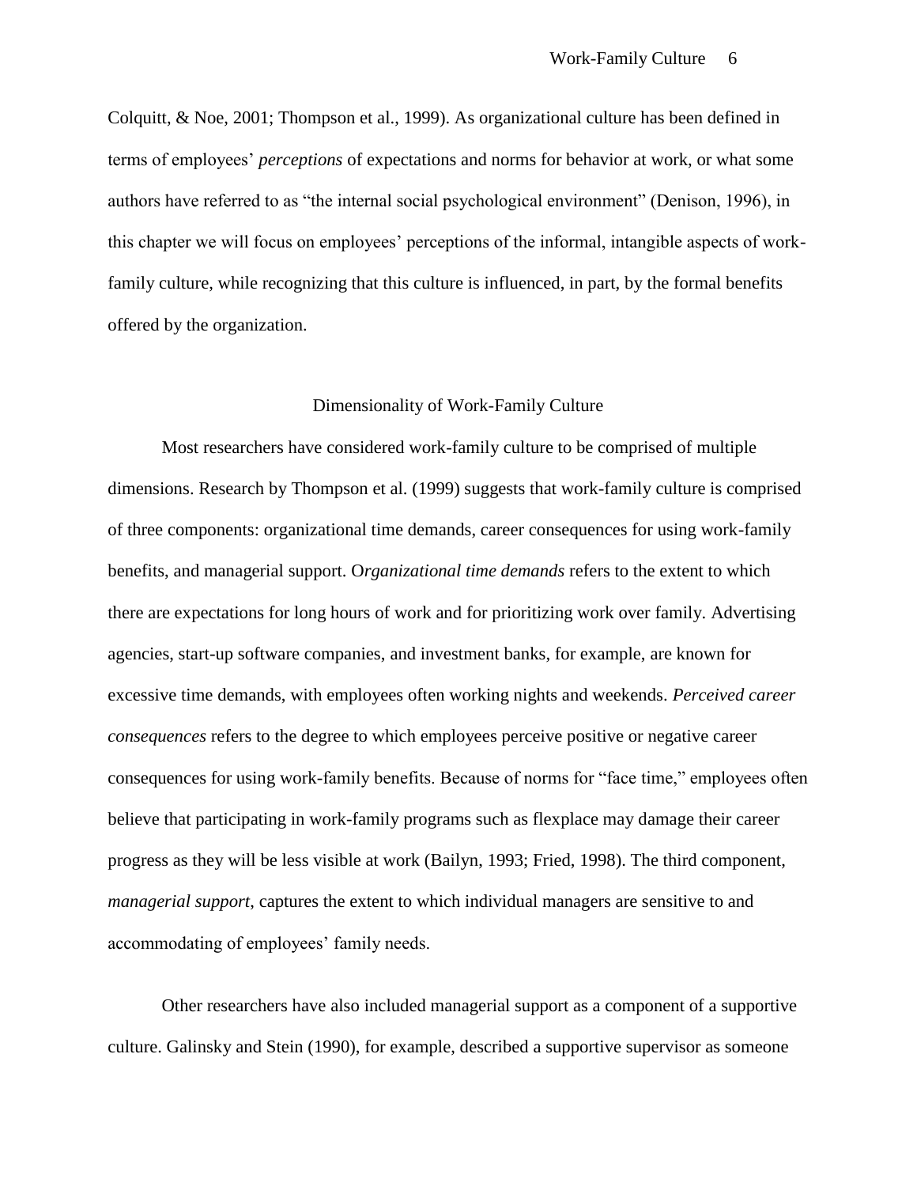Colquitt, & Noe, 2001; Thompson et al., 1999). As organizational culture has been defined in terms of employees' *perceptions* of expectations and norms for behavior at work, or what some authors have referred to as "the internal social psychological environment" (Denison, 1996), in this chapter we will focus on employees' perceptions of the informal, intangible aspects of work-family culture, while recognizing that this culture is influenced, in part, by the formal benefits offered by the organization.

## Dimensionality of Work-Family Culture

Most researchers have considered work-family culture to be comprised of multiple dimensions. Research by Thompson et al. (1999) suggests that work-family culture is comprised of three components: organizational time demands, career consequences for using work-family benefits, and managerial support. O*rganizational time demands* refers to the extent to which there are expectations for long hours of work and for prioritizing work over family. Advertising agencies, start-up software companies, and investment banks, for example, are known for excessive time demands, with employees often working nights and weekends. *Perceived career consequences* refers to the degree to which employees perceive positive or negative career consequences for using work-family benefits. Because of norms for "face time," employees often believe that participating in work-family programs such as flexplace may damage their career progress as they will be less visible at work (Bailyn, 1993; Fried, 1998). The third component, *managerial support*, captures the extent to which individual managers are sensitive to and accommodating of employees' family needs.

Other researchers have also included managerial support as a component of a supportive culture. Galinsky and Stein (1990), for example, described a supportive supervisor as someone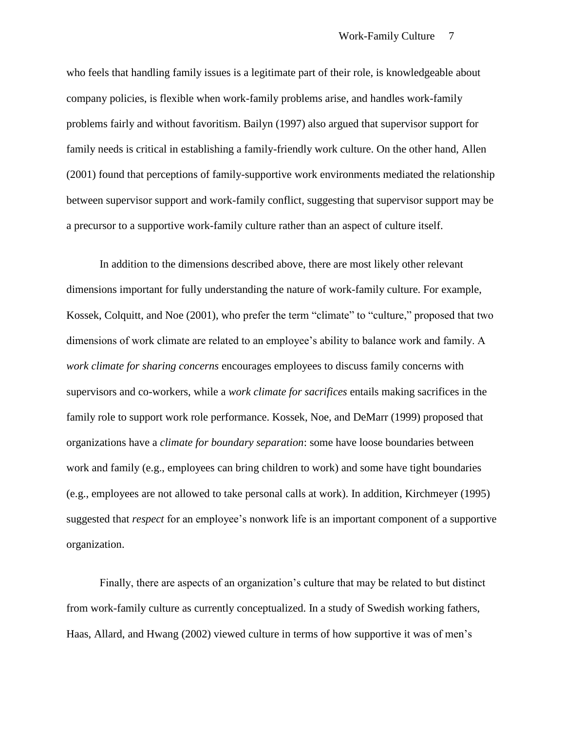who feels that handling family issues is a legitimate part of their role, is knowledgeable about company policies, is flexible when work-family problems arise, and handles work-family problems fairly and without favoritism. Bailyn (1997) also argued that supervisor support for family needs is critical in establishing a family-friendly work culture. On the other hand, Allen (2001) found that perceptions of family-supportive work environments mediated the relationship between supervisor support and work-family conflict, suggesting that supervisor support may be a precursor to a supportive work-family culture rather than an aspect of culture itself.

In addition to the dimensions described above, there are most likely other relevant dimensions important for fully understanding the nature of work-family culture. For example, Kossek, Colquitt, and Noe (2001), who prefer the term "climate" to "culture," proposed that two dimensions of work climate are related to an employee's ability to balance work and family. A *work climate for sharing concerns* encourages employees to discuss family concerns with supervisors and co-workers, while a *work climate for sacrifices* entails making sacrifices in the family role to support work role performance. Kossek, Noe, and DeMarr (1999) proposed that organizations have a *climate for boundary separation*: some have loose boundaries between work and family (e.g., employees can bring children to work) and some have tight boundaries (e.g., employees are not allowed to take personal calls at work). In addition, Kirchmeyer (1995) suggested that *respect* for an employee's nonwork life is an important component of a supportive organization.

Finally, there are aspects of an organization's culture that may be related to but distinct from work-family culture as currently conceptualized. In a study of Swedish working fathers, Haas, Allard, and Hwang (2002) viewed culture in terms of how supportive it was of men's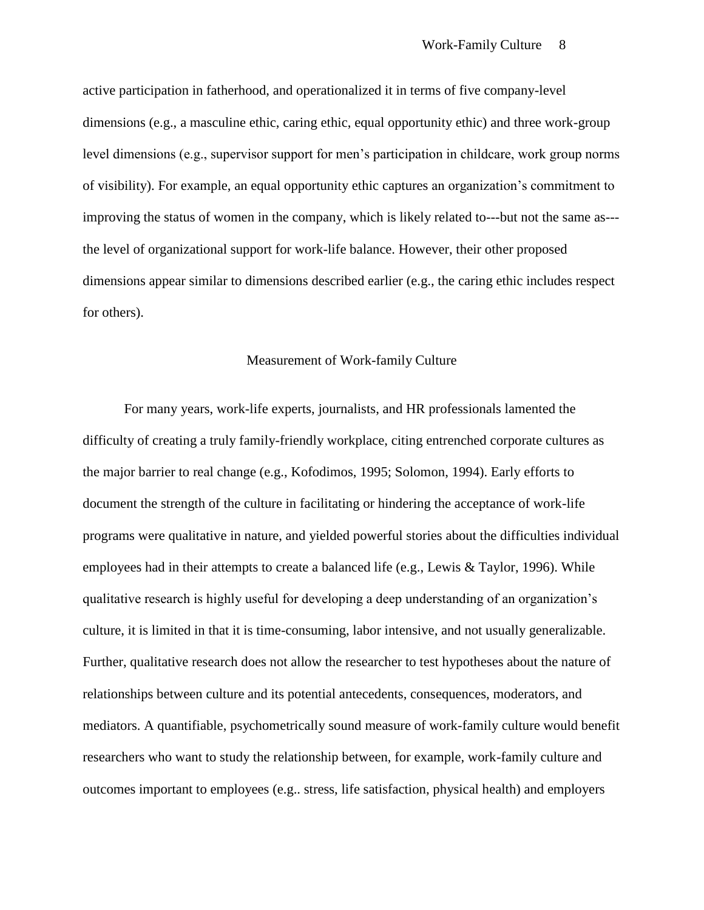active participation in fatherhood, and operationalized it in terms of five company-level dimensions (e.g., a masculine ethic, caring ethic, equal opportunity ethic) and three work-group level dimensions (e.g., supervisor support for men's participation in childcare, work group norms of visibility). For example, an equal opportunity ethic captures an organization's commitment to improving the status of women in the company, which is likely related to---but not the same as---the level of organizational support for work-life balance. However, their other proposed dimensions appear similar to dimensions described earlier (e.g., the caring ethic includes respect for others).

## Measurement of Work-family Culture

For many years, work-life experts, journalists, and HR professionals lamented the difficulty of creating a truly family-friendly workplace, citing entrenched corporate cultures as the major barrier to real change (e.g., Kofodimos, 1995; Solomon, 1994). Early efforts to document the strength of the culture in facilitating or hindering the acceptance of work-life programs were qualitative in nature, and yielded powerful stories about the difficulties individual employees had in their attempts to create a balanced life (e.g., Lewis & Taylor, 1996). While qualitative research is highly useful for developing a deep understanding of an organization's culture, it is limited in that it is time-consuming, labor intensive, and not usually generalizable. Further, qualitative research does not allow the researcher to test hypotheses about the nature of relationships between culture and its potential antecedents, consequences, moderators, and mediators. A quantifiable, psychometrically sound measure of work-family culture would benefit researchers who want to study the relationship between, for example, work-family culture and outcomes important to employees (e.g.. stress, life satisfaction, physical health) and employers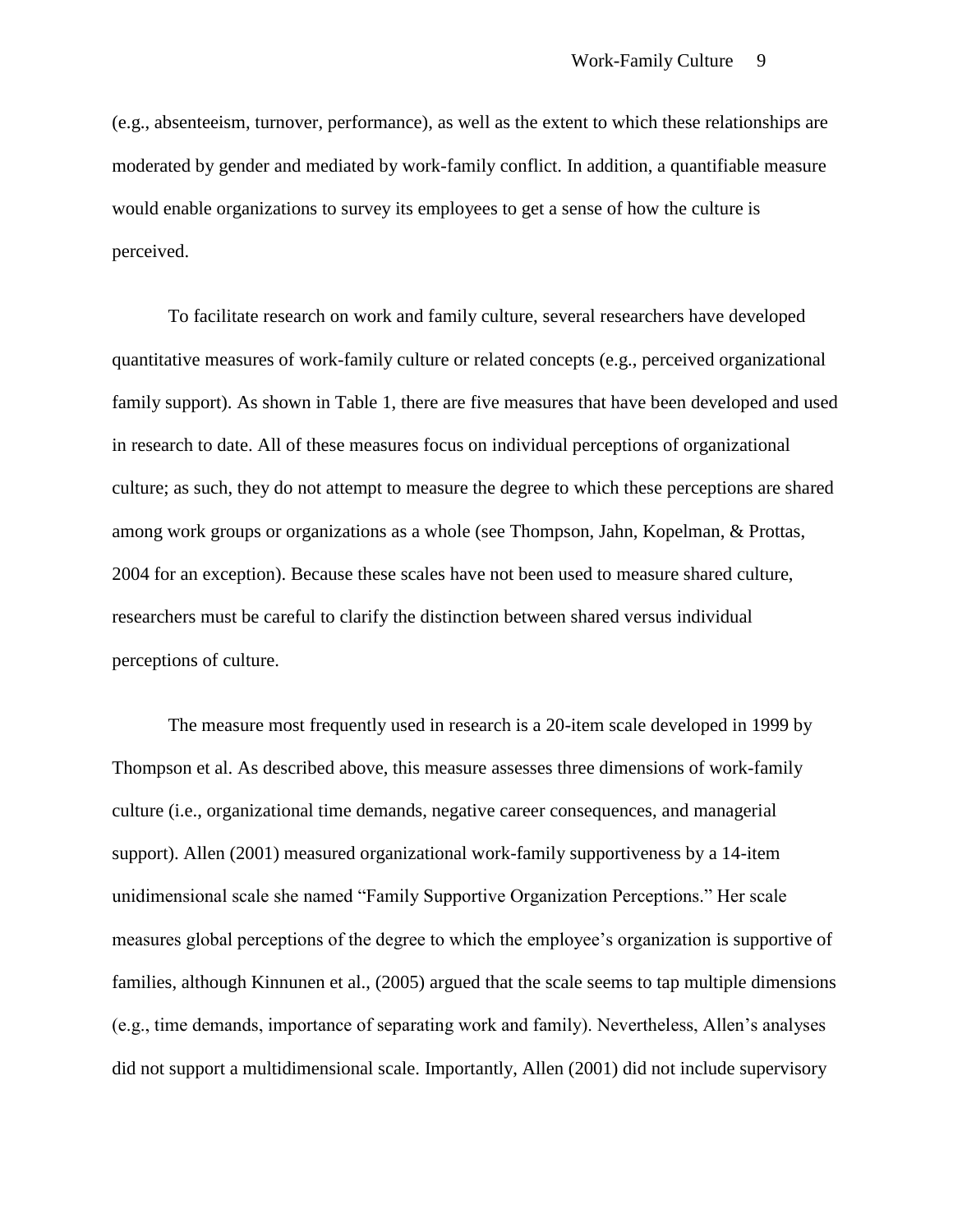(e.g., absenteeism, turnover, performance), as well as the extent to which these relationships are moderated by gender and mediated by work-family conflict. In addition, a quantifiable measure would enable organizations to survey its employees to get a sense of how the culture is perceived.

To facilitate research on work and family culture, several researchers have developed quantitative measures of work-family culture or related concepts (e.g., perceived organizational family support). As shown in Table 1, there are five measures that have been developed and used in research to date. All of these measures focus on individual perceptions of organizational culture; as such, they do not attempt to measure the degree to which these perceptions are shared among work groups or organizations as a whole (see Thompson, Jahn, Kopelman, & Prottas, 2004 for an exception). Because these scales have not been used to measure shared culture, researchers must be careful to clarify the distinction between shared versus individual perceptions of culture.

The measure most frequently used in research is a 20-item scale developed in 1999 by Thompson et al. As described above, this measure assesses three dimensions of work-family culture (i.e., organizational time demands, negative career consequences, and managerial support). Allen (2001) measured organizational work-family supportiveness by a 14-item unidimensional scale she named "Family Supportive Organization Perceptions." Her scale measures global perceptions of the degree to which the employee's organization is supportive of families, although Kinnunen et al., (2005) argued that the scale seems to tap multiple dimensions (e.g., time demands, importance of separating work and family). Nevertheless, Allen's analyses did not support a multidimensional scale. Importantly, Allen (2001) did not include supervisory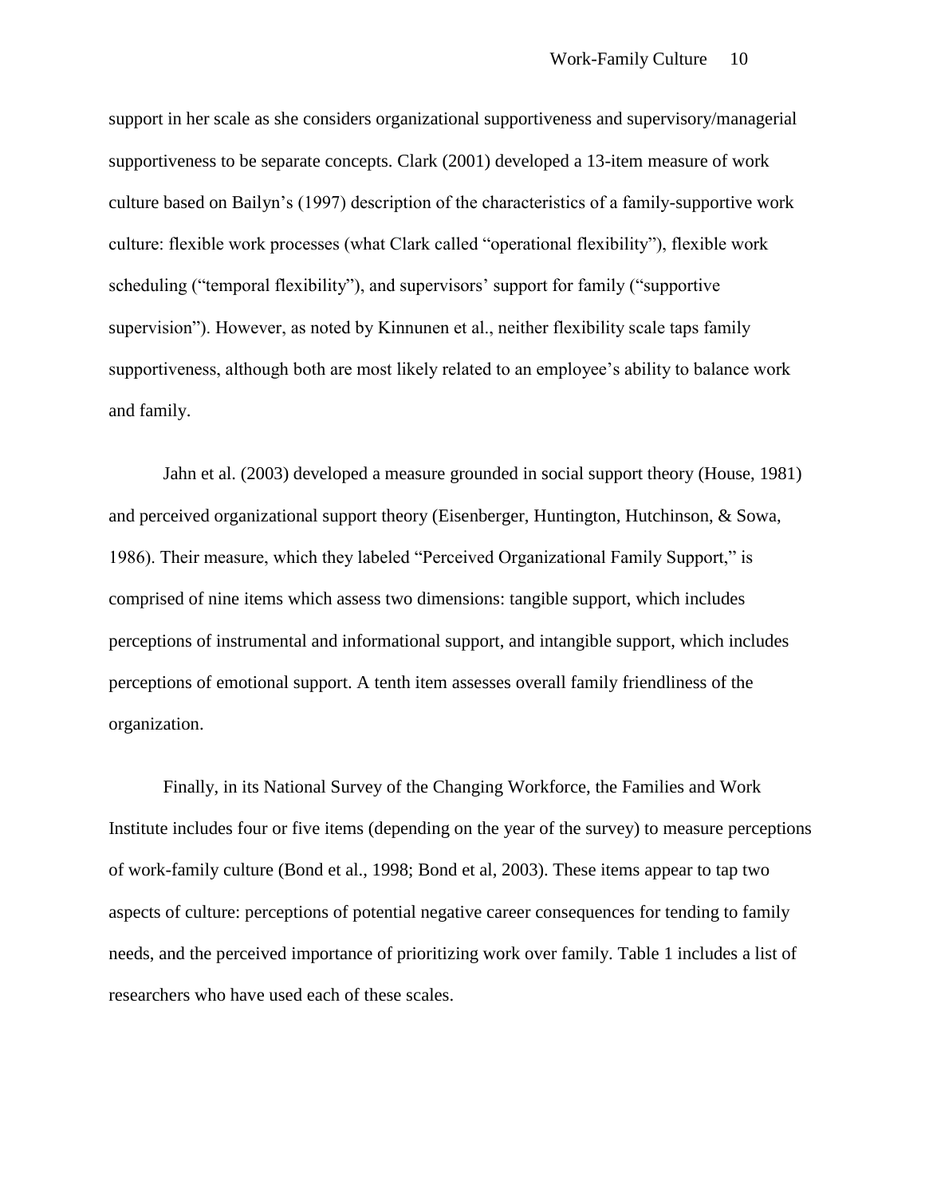support in her scale as she considers organizational supportiveness and supervisory/managerial supportiveness to be separate concepts. Clark (2001) developed a 13-item measure of work culture based on Bailyn's (1997) description of the characteristics of a family-supportive work culture: flexible work processes (what Clark called "operational flexibility"), flexible work scheduling ("temporal flexibility"), and supervisors' support for family ("supportive supervision"). However, as noted by Kinnunen et al., neither flexibility scale taps family supportiveness, although both are most likely related to an employee's ability to balance work and family.

Jahn et al. (2003) developed a measure grounded in social support theory (House, 1981) and perceived organizational support theory (Eisenberger, Huntington, Hutchinson, & Sowa, 1986). Their measure, which they labeled "Perceived Organizational Family Support," is comprised of nine items which assess two dimensions: tangible support, which includes perceptions of instrumental and informational support, and intangible support, which includes perceptions of emotional support. A tenth item assesses overall family friendliness of the organization.

Finally, in its National Survey of the Changing Workforce, the Families and Work Institute includes four or five items (depending on the year of the survey) to measure perceptions of work-family culture (Bond et al., 1998; Bond et al, 2003). These items appear to tap two aspects of culture: perceptions of potential negative career consequences for tending to family needs, and the perceived importance of prioritizing work over family. Table 1 includes a list of researchers who have used each of these scales.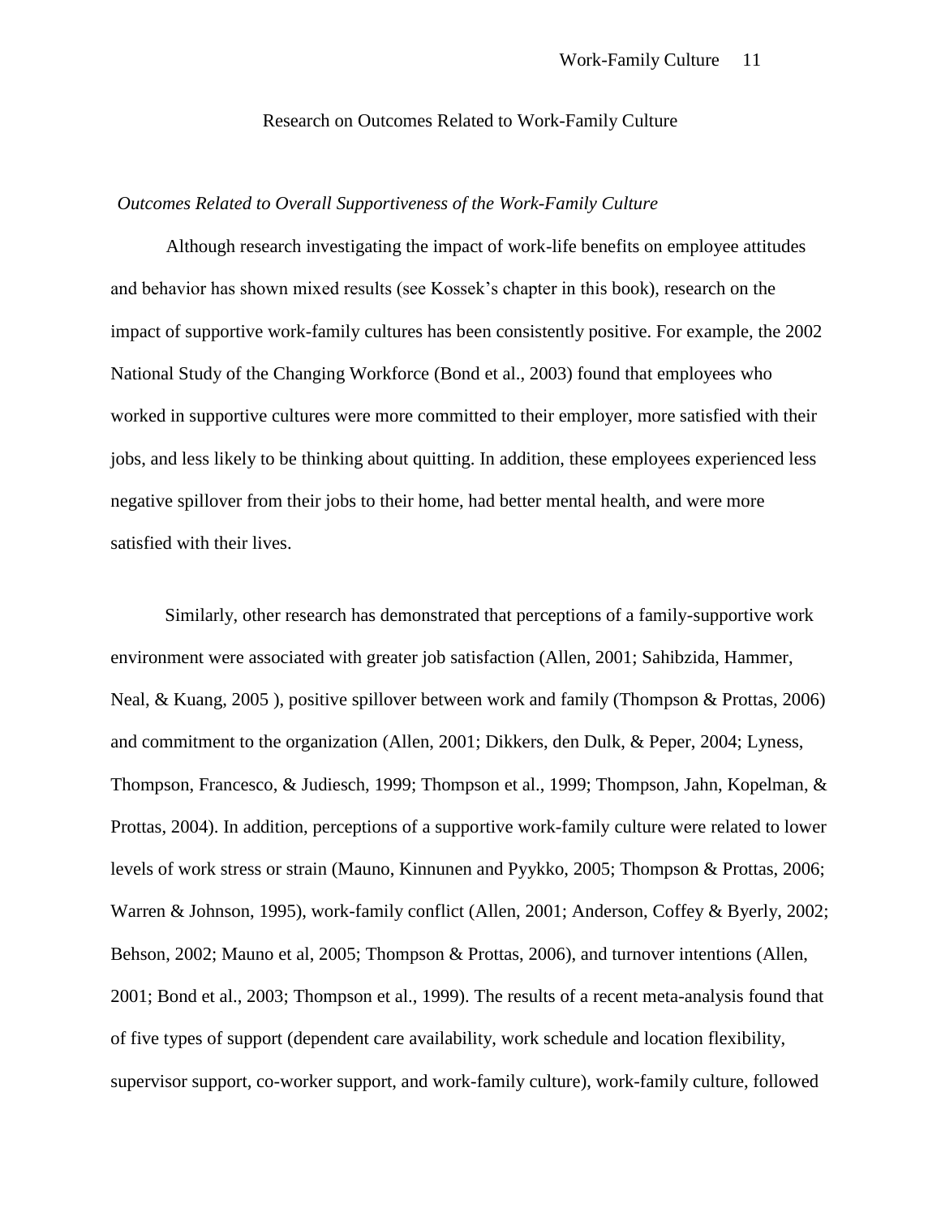## Research on Outcomes Related to Work-Family Culture

### *Outcomes Related to Overall Supportiveness of the Work-Family Culture*

Although research investigating the impact of work-life benefits on employee attitudes and behavior has shown mixed results (see Kossek's chapter in this book), research on the impact of supportive work-family cultures has been consistently positive. For example, the 2002 National Study of the Changing Workforce (Bond et al., 2003) found that employees who worked in supportive cultures were more committed to their employer, more satisfied with their jobs, and less likely to be thinking about quitting. In addition, these employees experienced less negative spillover from their jobs to their home, had better mental health, and were more satisfied with their lives.

Similarly, other research has demonstrated that perceptions of a family-supportive work environment were associated with greater job satisfaction (Allen, 2001; Sahibzida, Hammer, Neal, & Kuang, 2005 ), positive spillover between work and family (Thompson & Prottas, 2006) and commitment to the organization (Allen, 2001; Dikkers, den Dulk, & Peper, 2004; Lyness, Thompson, Francesco, & Judiesch, 1999; Thompson et al., 1999; Thompson, Jahn, Kopelman, & Prottas, 2004). In addition, perceptions of a supportive work-family culture were related to lower levels of work stress or strain (Mauno, Kinnunen and Pyykko, 2005; Thompson & Prottas, 2006; Warren & Johnson, 1995), work-family conflict (Allen, 2001; Anderson, Coffey & Byerly, 2002; Behson, 2002; Mauno et al, 2005; Thompson & Prottas, 2006), and turnover intentions (Allen, 2001; Bond et al., 2003; Thompson et al., 1999). The results of a recent meta-analysis found that of five types of support (dependent care availability, work schedule and location flexibility, supervisor support, co-worker support, and work-family culture), work-family culture, followed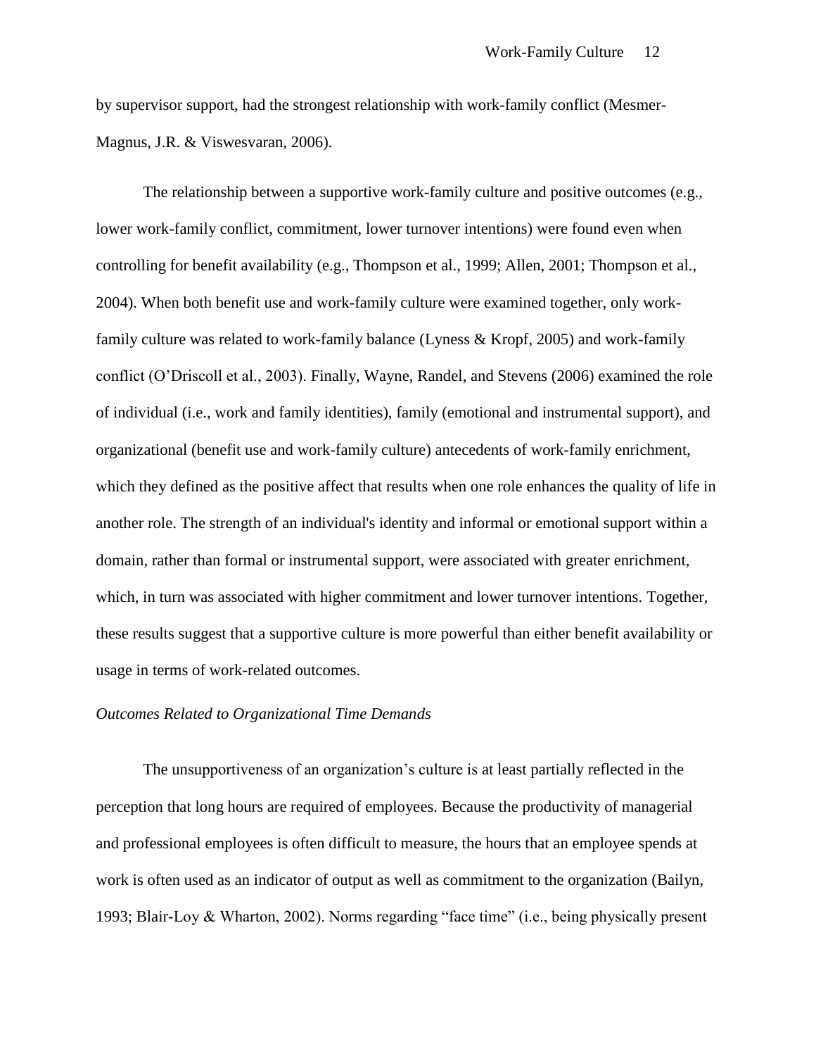by supervisor support, had the strongest relationship with work-family conflict (Mesmer-Magnus, J.R. & Viswesvaran, 2006).

The relationship between a supportive work-family culture and positive outcomes (e.g., lower work-family conflict, commitment, lower turnover intentions) were found even when controlling for benefit availability (e.g., Thompson et al., 1999; Allen, 2001; Thompson et al., 2004). When both benefit use and work-family culture were examined together, only work-family culture was related to work-family balance (Lyness & Kropf, 2005) and work-family conflict (O'Driscoll et al., 2003). Finally, Wayne, Randel, and Stevens (2006) examined the role of individual (i.e., work and family identities), family (emotional and instrumental support), and organizational (benefit use and work-family culture) antecedents of work-family enrichment, which they defined as the positive affect that results when one role enhances the quality of life in another role. The strength of an individual's identity and informal or emotional support within a domain, rather than formal or instrumental support, were associated with greater enrichment, which, in turn was associated with higher commitment and lower turnover intentions. Together, these results suggest that a supportive culture is more powerful than either benefit availability or usage in terms of work-related outcomes.

*Outcomes Related to Organizational Time Demands*

The unsupportiveness of an organization's culture is at least partially reflected in the perception that long hours are required of employees. Because the productivity of managerial and professional employees is often difficult to measure, the hours that an employee spends at work is often used as an indicator of output as well as commitment to the organization (Bailyn, 1993; Blair-Loy & Wharton, 2002). Norms regarding "face time" (i.e., being physically present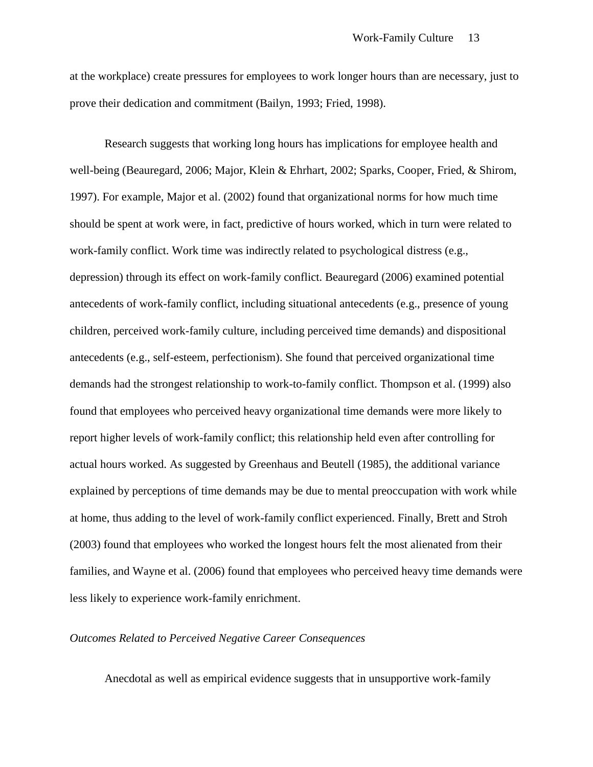at the workplace) create pressures for employees to work longer hours than are necessary, just to prove their dedication and commitment (Bailyn, 1993; Fried, 1998).

Research suggests that working long hours has implications for employee health and well-being (Beauregard, 2006; Major, Klein & Ehrhart, 2002; Sparks, Cooper, Fried, & Shirom, 1997). For example, Major et al. (2002) found that organizational norms for how much time should be spent at work were, in fact, predictive of hours worked, which in turn were related to work-family conflict. Work time was indirectly related to psychological distress (e.g., depression) through its effect on work-family conflict. Beauregard (2006) examined potential antecedents of work-family conflict, including situational antecedents (e.g., presence of young children, perceived work-family culture, including perceived time demands) and dispositional antecedents (e.g., self-esteem, perfectionism). She found that perceived organizational time demands had the strongest relationship to work-to-family conflict. Thompson et al. (1999) also found that employees who perceived heavy organizational time demands were more likely to report higher levels of work-family conflict; this relationship held even after controlling for actual hours worked. As suggested by Greenhaus and Beutell (1985), the additional variance explained by perceptions of time demands may be due to mental preoccupation with work while at home, thus adding to the level of work-family conflict experienced. Finally, Brett and Stroh (2003) found that employees who worked the longest hours felt the most alienated from their families, and Wayne et al. (2006) found that employees who perceived heavy time demands were less likely to experience work-family enrichment.

*Outcomes Related to Perceived Negative Career Consequences*

Anecdotal as well as empirical evidence suggests that in unsupportive work-family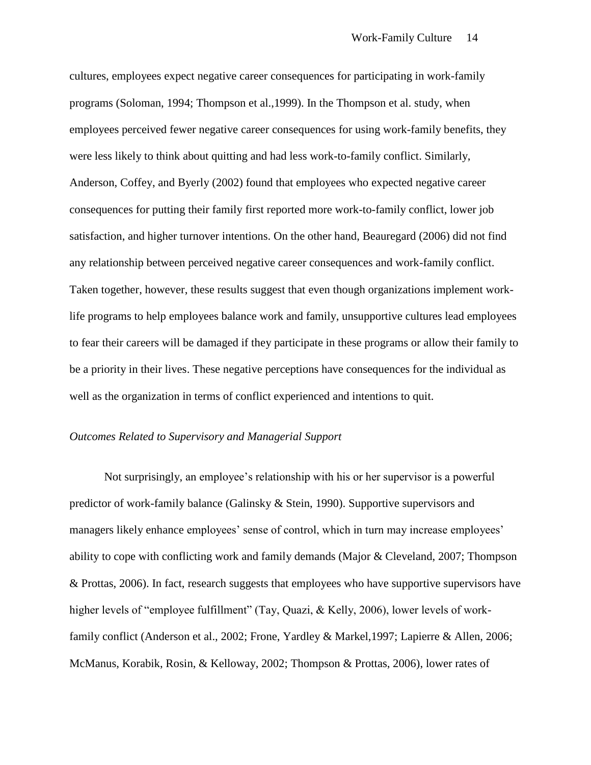cultures, employees expect negative career consequences for participating in work-family programs (Soloman, 1994; Thompson et al.,1999). In the Thompson et al. study, when employees perceived fewer negative career consequences for using work-family benefits, they were less likely to think about quitting and had less work-to-family conflict. Similarly, Anderson, Coffey, and Byerly (2002) found that employees who expected negative career consequences for putting their family first reported more work-to-family conflict, lower job satisfaction, and higher turnover intentions. On the other hand, Beauregard (2006) did not find any relationship between perceived negative career consequences and work-family conflict. Taken together, however, these results suggest that even though organizations implement work-life programs to help employees balance work and family, unsupportive cultures lead employees to fear their careers will be damaged if they participate in these programs or allow their family to be a priority in their lives. These negative perceptions have consequences for the individual as well as the organization in terms of conflict experienced and intentions to quit.

*Outcomes Related to Supervisory and Managerial Support*

Not surprisingly, an employee's relationship with his or her supervisor is a powerful predictor of work-family balance (Galinsky & Stein, 1990). Supportive supervisors and managers likely enhance employees' sense of control, which in turn may increase employees' ability to cope with conflicting work and family demands (Major & Cleveland, 2007; Thompson & Prottas, 2006). In fact, research suggests that employees who have supportive supervisors have higher levels of "employee fulfillment" (Tay, Quazi, & Kelly, 2006), lower levels of work-family conflict (Anderson et al., 2002; Frone, Yardley & Markel,1997; Lapierre & Allen, 2006; McManus, Korabik, Rosin, & Kelloway, 2002; Thompson & Prottas, 2006), lower rates of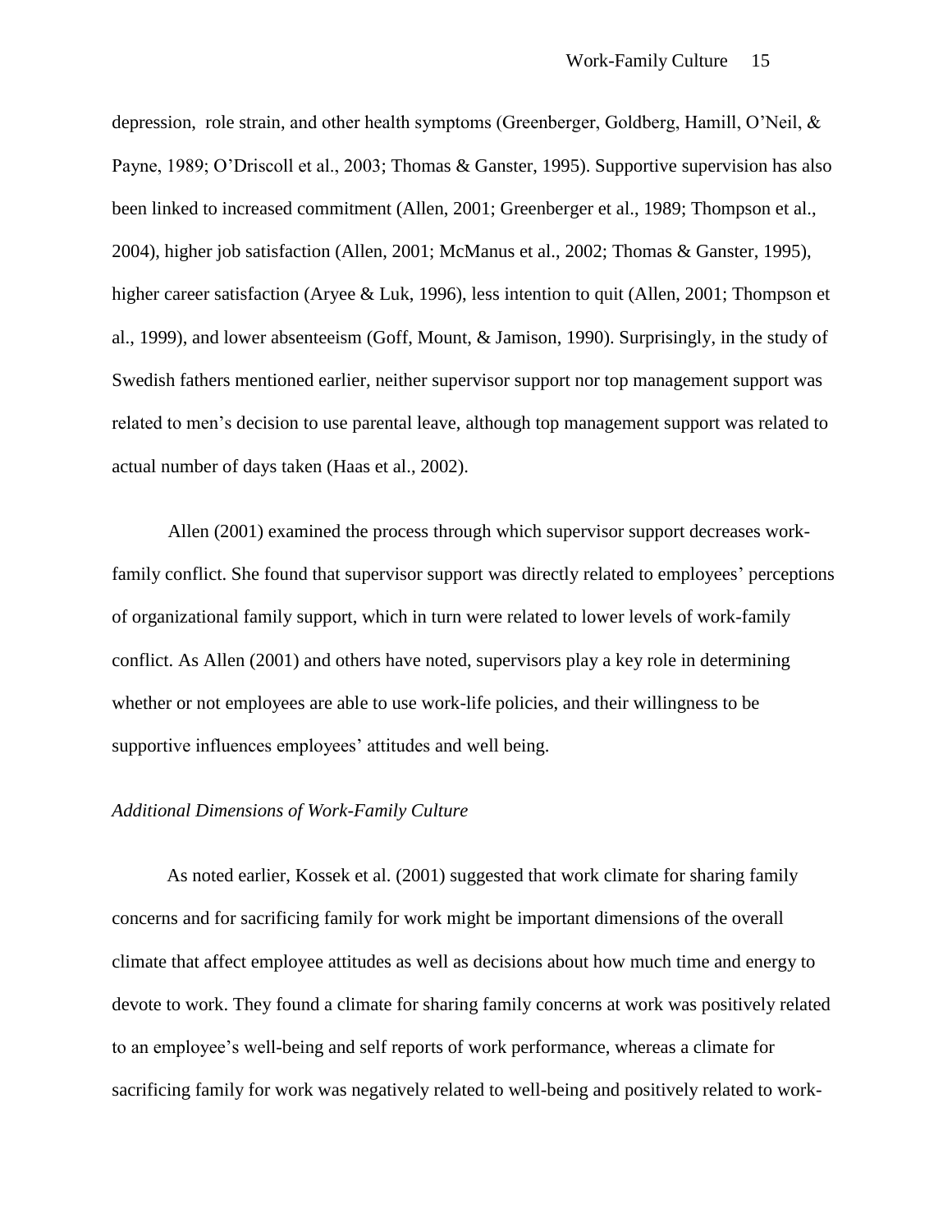depression, role strain, and other health symptoms (Greenberger, Goldberg, Hamill, O'Neil, & Payne, 1989; O'Driscoll et al., 2003; Thomas & Ganster, 1995). Supportive supervision has also been linked to increased commitment (Allen, 2001; Greenberger et al., 1989; Thompson et al., 2004), higher job satisfaction (Allen, 2001; McManus et al., 2002; Thomas & Ganster, 1995), higher career satisfaction (Aryee & Luk, 1996), less intention to quit (Allen, 2001; Thompson et al., 1999), and lower absenteeism (Goff, Mount, & Jamison, 1990). Surprisingly, in the study of Swedish fathers mentioned earlier, neither supervisor support nor top management support was related to men's decision to use parental leave, although top management support was related to actual number of days taken (Haas et al., 2002).

Allen (2001) examined the process through which supervisor support decreases work-family conflict. She found that supervisor support was directly related to employees' perceptions of organizational family support, which in turn were related to lower levels of work-family conflict. As Allen (2001) and others have noted, supervisors play a key role in determining whether or not employees are able to use work-life policies, and their willingness to be supportive influences employees' attitudes and well being.

*Additional Dimensions of Work-Family Culture*

As noted earlier, Kossek et al. (2001) suggested that work climate for sharing family concerns and for sacrificing family for work might be important dimensions of the overall climate that affect employee attitudes as well as decisions about how much time and energy to devote to work. They found a climate for sharing family concerns at work was positively related to an employee's well-being and self reports of work performance, whereas a climate for sacrificing family for work was negatively related to well-being and positively related to work-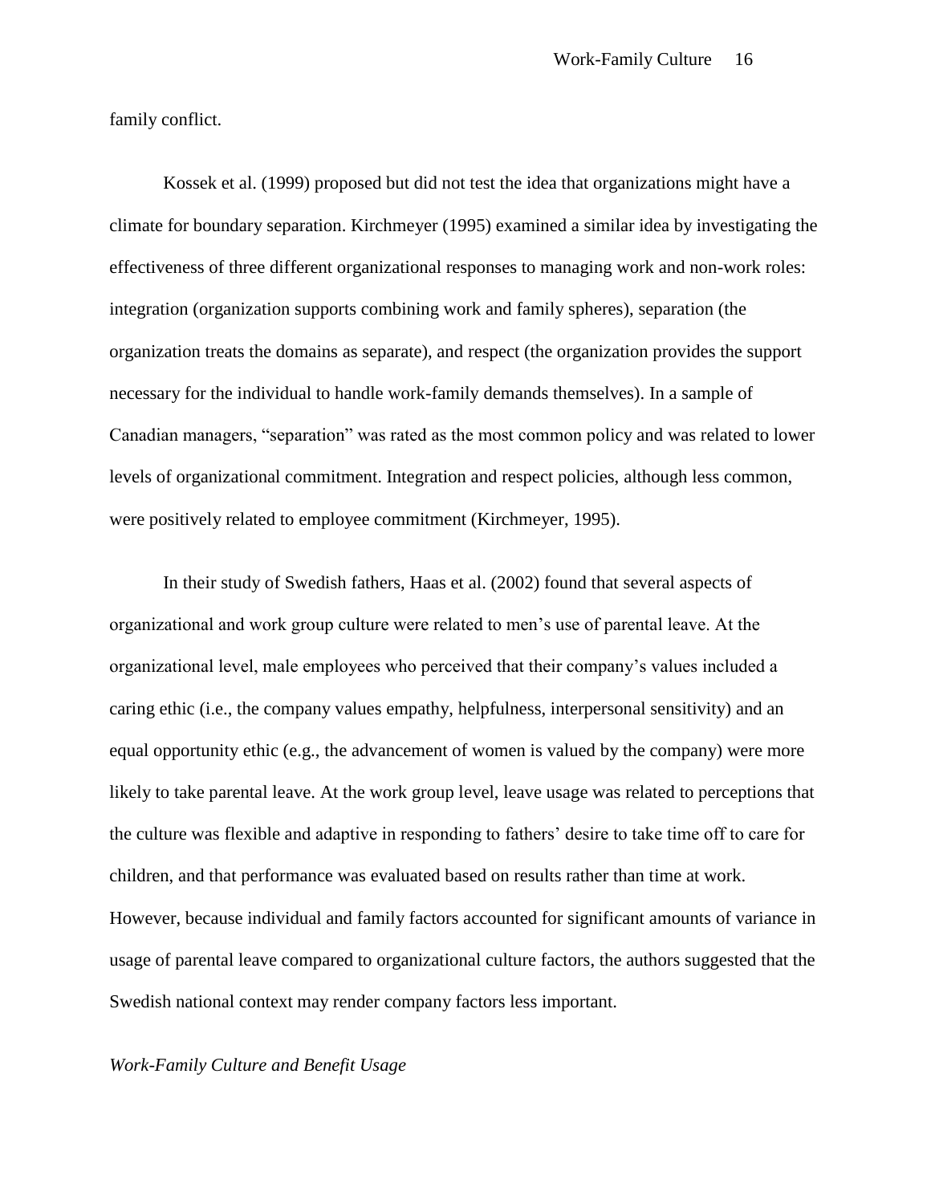family conflict.

Kossek et al. (1999) proposed but did not test the idea that organizations might have a climate for boundary separation. Kirchmeyer (1995) examined a similar idea by investigating the effectiveness of three different organizational responses to managing work and non-work roles: integration (organization supports combining work and family spheres), separation (the organization treats the domains as separate), and respect (the organization provides the support necessary for the individual to handle work-family demands themselves). In a sample of Canadian managers, “separation” was rated as the most common policy and was related to lower levels of organizational commitment. Integration and respect policies, although less common, were positively related to employee commitment (Kirchmeyer, 1995).

In their study of Swedish fathers, Haas et al. (2002) found that several aspects of organizational and work group culture were related to men’s use of parental leave. At the organizational level, male employees who perceived that their company’s values included a caring ethic (i.e., the company values empathy, helpfulness, interpersonal sensitivity) and an equal opportunity ethic (e.g., the advancement of women is valued by the company) were more likely to take parental leave. At the work group level, leave usage was related to perceptions that the culture was flexible and adaptive in responding to fathers’ desire to take time off to care for children, and that performance was evaluated based on results rather than time at work. However, because individual and family factors accounted for significant amounts of variance in usage of parental leave compared to organizational culture factors, the authors suggested that the Swedish national context may render company factors less important.

*Work-Family Culture and Benefit Usage*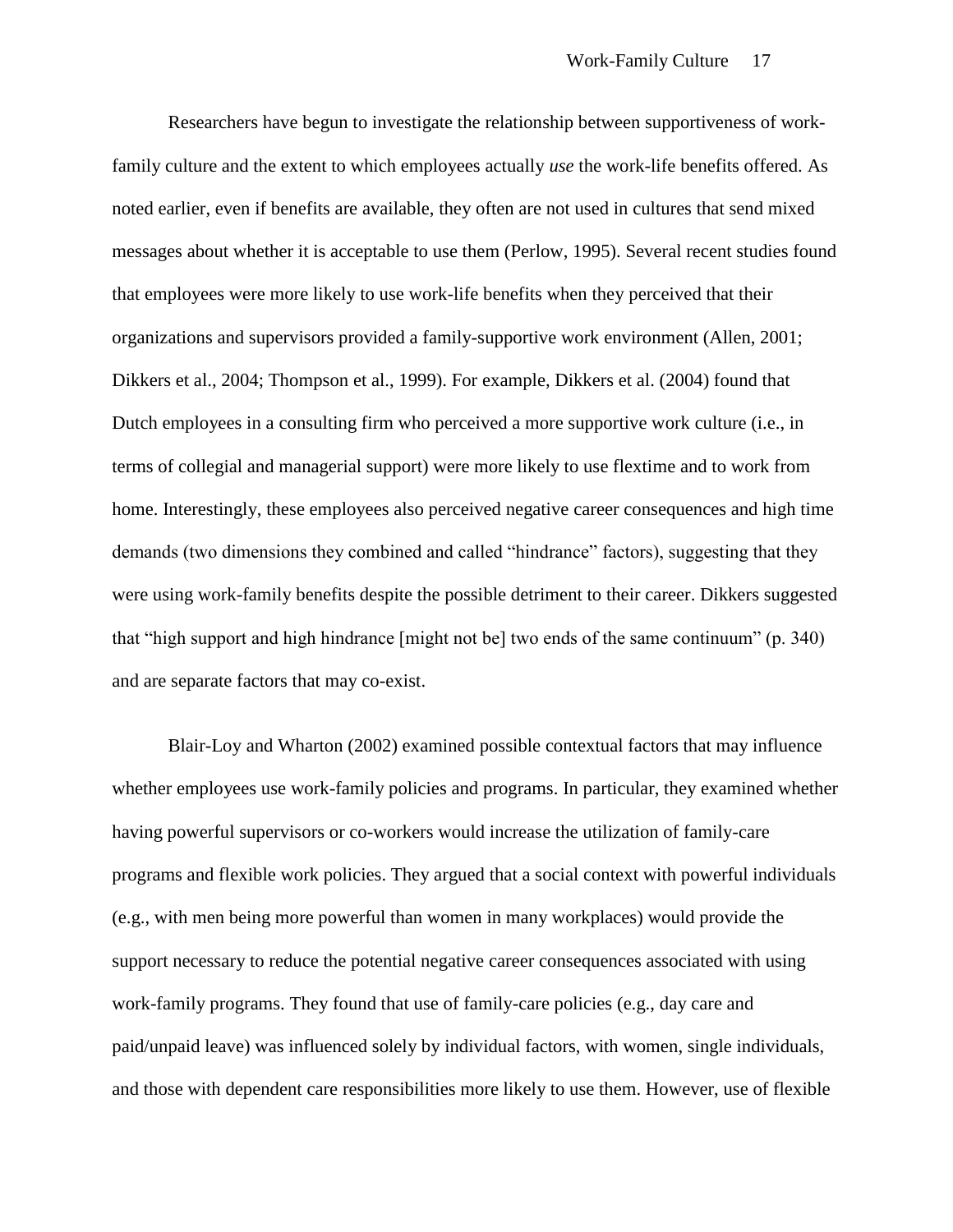Researchers have begun to investigate the relationship between supportiveness of work-family culture and the extent to which employees actually *use* the work-life benefits offered. As noted earlier, even if benefits are available, they often are not used in cultures that send mixed messages about whether it is acceptable to use them (Perlow, 1995). Several recent studies found that employees were more likely to use work-life benefits when they perceived that their organizations and supervisors provided a family-supportive work environment (Allen, 2001; Dikkers et al., 2004; Thompson et al., 1999). For example, Dikkers et al. (2004) found that Dutch employees in a consulting firm who perceived a more supportive work culture (i.e., in terms of collegial and managerial support) were more likely to use flextime and to work from home. Interestingly, these employees also perceived negative career consequences and high time demands (two dimensions they combined and called "hindrance" factors), suggesting that they were using work-family benefits despite the possible detriment to their career. Dikkers suggested that "high support and high hindrance [might not be] two ends of the same continuum" (p. 340) and are separate factors that may co-exist.

Blair-Loy and Wharton (2002) examined possible contextual factors that may influence whether employees use work-family policies and programs. In particular, they examined whether having powerful supervisors or co-workers would increase the utilization of family-care programs and flexible work policies. They argued that a social context with powerful individuals (e.g., with men being more powerful than women in many workplaces) would provide the support necessary to reduce the potential negative career consequences associated with using work-family programs. They found that use of family-care policies (e.g., day care and paid/unpaid leave) was influenced solely by individual factors, with women, single individuals, and those with dependent care responsibilities more likely to use them. However, use of flexible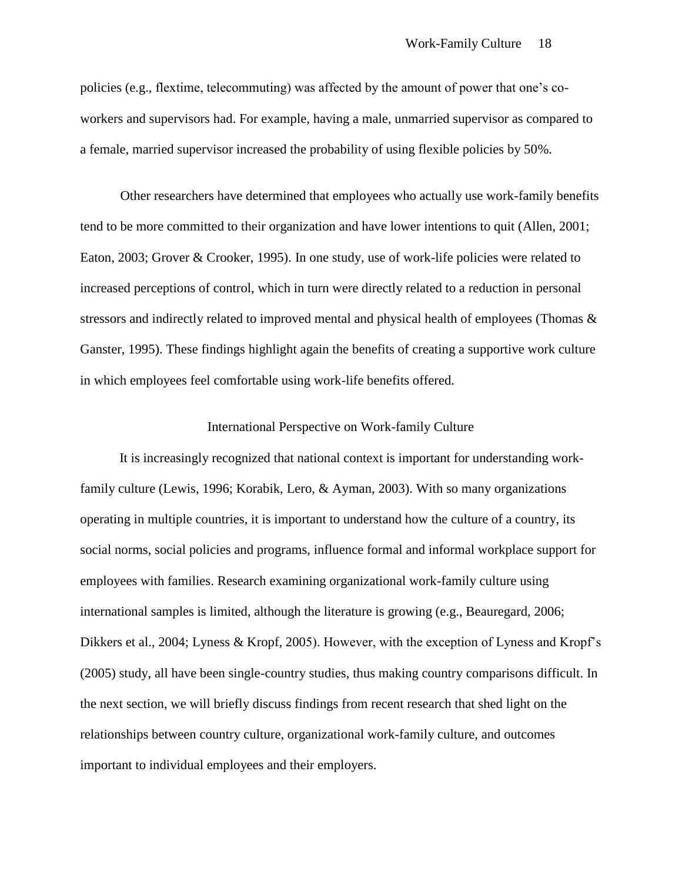policies (e.g., flextime, telecommuting) was affected by the amount of power that one's co-workers and supervisors had. For example, having a male, unmarried supervisor as compared to a female, married supervisor increased the probability of using flexible policies by 50%.

Other researchers have determined that employees who actually use work-family benefits tend to be more committed to their organization and have lower intentions to quit (Allen, 2001; Eaton, 2003; Grover & Crooker, 1995). In one study, use of work-life policies were related to increased perceptions of control, which in turn were directly related to a reduction in personal stressors and indirectly related to improved mental and physical health of employees (Thomas & Ganster, 1995). These findings highlight again the benefits of creating a supportive work culture in which employees feel comfortable using work-life benefits offered.

## International Perspective on Work-family Culture

It is increasingly recognized that national context is important for understanding work-family culture (Lewis, 1996; Korabik, Lero, & Ayman, 2003). With so many organizations operating in multiple countries, it is important to understand how the culture of a country, its social norms, social policies and programs, influence formal and informal workplace support for employees with families. Research examining organizational work-family culture using international samples is limited, although the literature is growing (e.g., Beauregard, 2006; Dikkers et al., 2004; Lyness & Kropf, 2005). However, with the exception of Lyness and Kropf's (2005) study, all have been single-country studies, thus making country comparisons difficult. In the next section, we will briefly discuss findings from recent research that shed light on the relationships between country culture, organizational work-family culture, and outcomes important to individual employees and their employers.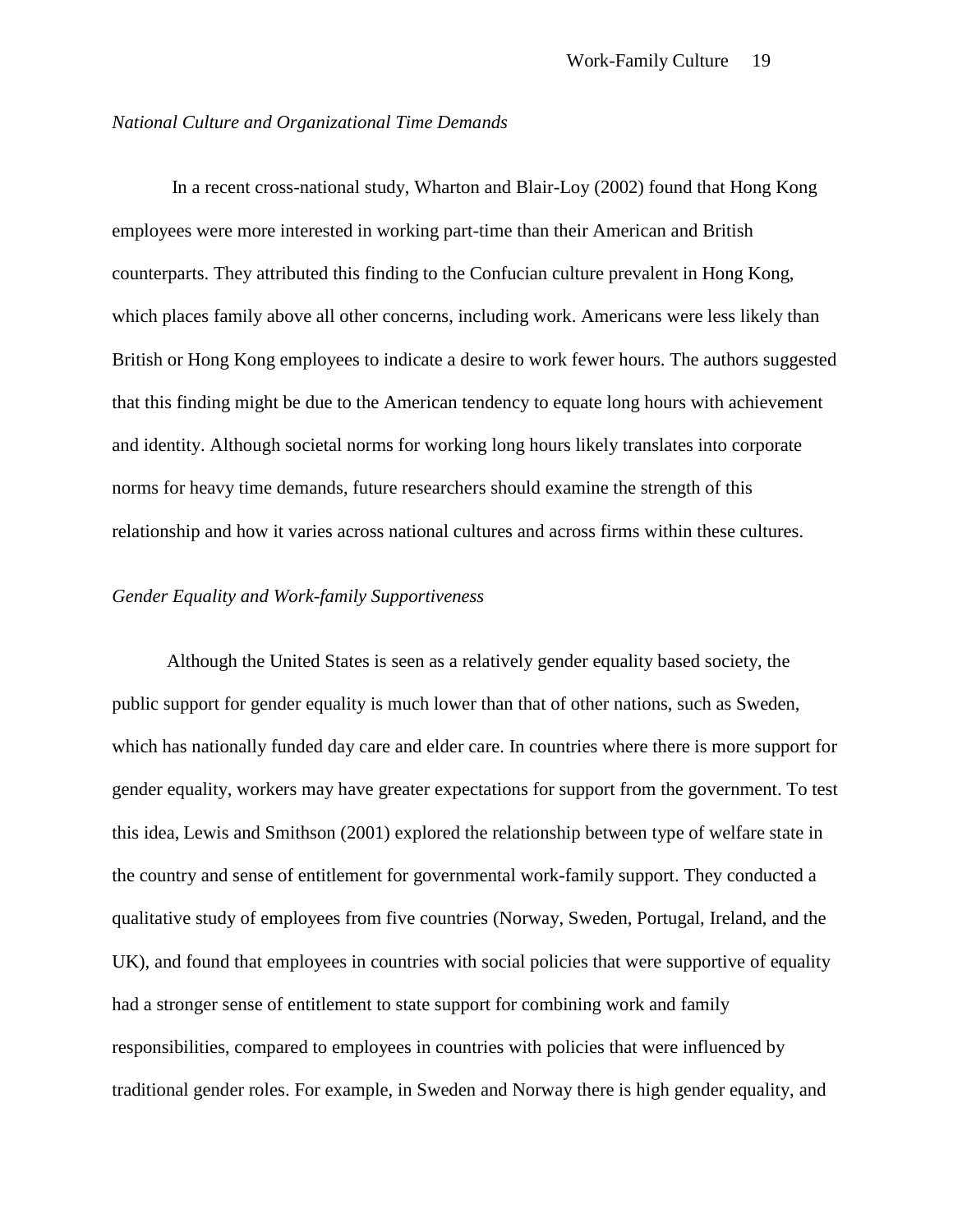*National Culture and Organizational Time Demands*

In a recent cross-national study, Wharton and Blair-Loy (2002) found that Hong Kong employees were more interested in working part-time than their American and British counterparts. They attributed this finding to the Confucian culture prevalent in Hong Kong, which places family above all other concerns, including work. Americans were less likely than British or Hong Kong employees to indicate a desire to work fewer hours. The authors suggested that this finding might be due to the American tendency to equate long hours with achievement and identity. Although societal norms for working long hours likely translates into corporate norms for heavy time demands, future researchers should examine the strength of this relationship and how it varies across national cultures and across firms within these cultures.

*Gender Equality and Work-family Supportiveness*

Although the United States is seen as a relatively gender equality based society, the public support for gender equality is much lower than that of other nations, such as Sweden, which has nationally funded day care and elder care. In countries where there is more support for gender equality, workers may have greater expectations for support from the government. To test this idea, Lewis and Smithson (2001) explored the relationship between type of welfare state in the country and sense of entitlement for governmental work-family support. They conducted a qualitative study of employees from five countries (Norway, Sweden, Portugal, Ireland, and the UK), and found that employees in countries with social policies that were supportive of equality had a stronger sense of entitlement to state support for combining work and family responsibilities, compared to employees in countries with policies that were influenced by traditional gender roles. For example, in Sweden and Norway there is high gender equality, and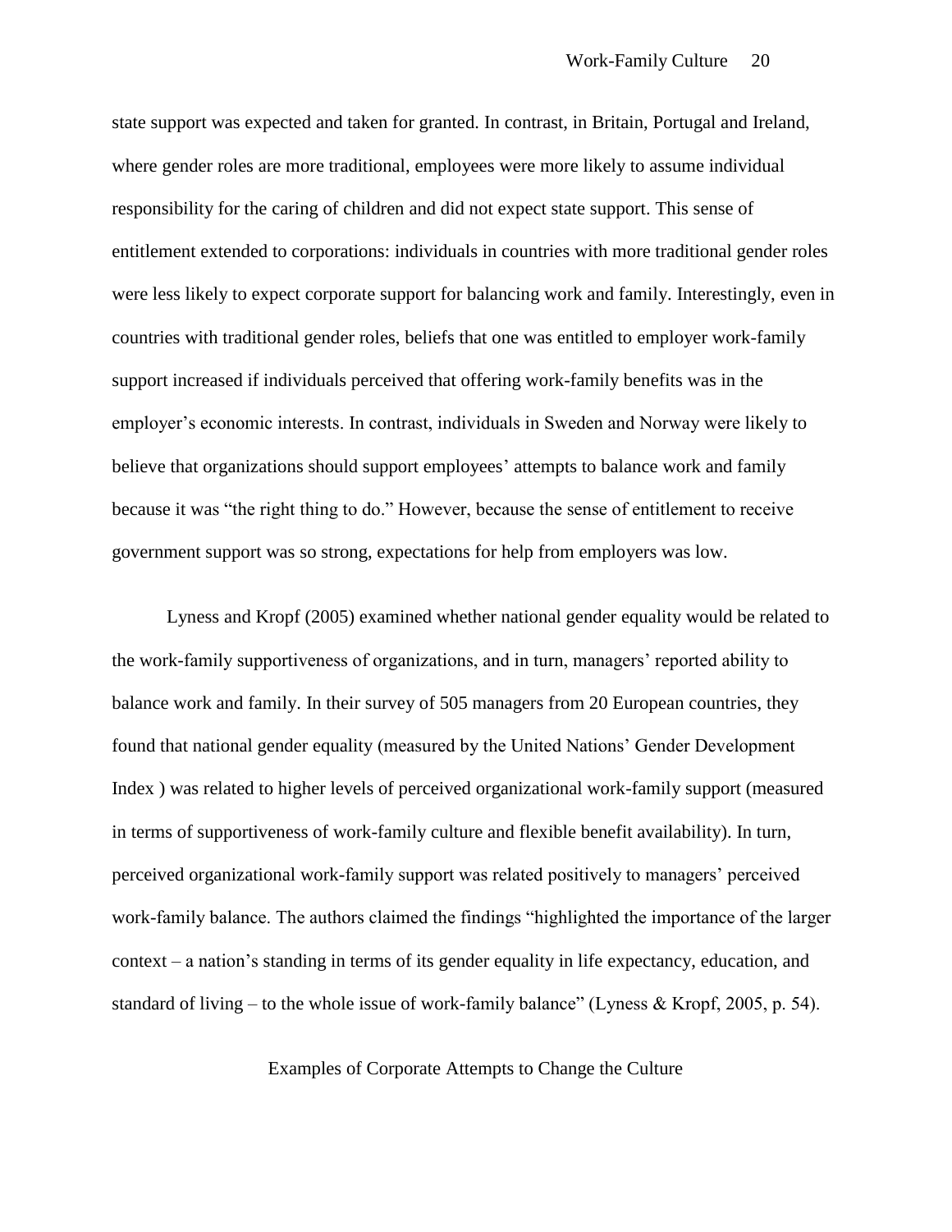state support was expected and taken for granted. In contrast, in Britain, Portugal and Ireland, where gender roles are more traditional, employees were more likely to assume individual responsibility for the caring of children and did not expect state support. This sense of entitlement extended to corporations: individuals in countries with more traditional gender roles were less likely to expect corporate support for balancing work and family. Interestingly, even in countries with traditional gender roles, beliefs that one was entitled to employer work-family support increased if individuals perceived that offering work-family benefits was in the employer's economic interests. In contrast, individuals in Sweden and Norway were likely to believe that organizations should support employees' attempts to balance work and family because it was "the right thing to do." However, because the sense of entitlement to receive government support was so strong, expectations for help from employers was low.

Lyness and Kropf (2005) examined whether national gender equality would be related to the work-family supportiveness of organizations, and in turn, managers' reported ability to balance work and family. In their survey of 505 managers from 20 European countries, they found that national gender equality (measured by the United Nations' Gender Development Index ) was related to higher levels of perceived organizational work-family support (measured in terms of supportiveness of work-family culture and flexible benefit availability). In turn, perceived organizational work-family support was related positively to managers' perceived work-family balance. The authors claimed the findings "highlighted the importance of the larger context – a nation's standing in terms of its gender equality in life expectancy, education, and standard of living – to the whole issue of work-family balance" (Lyness & Kropf, 2005, p. 54).

## Examples of Corporate Attempts to Change the Culture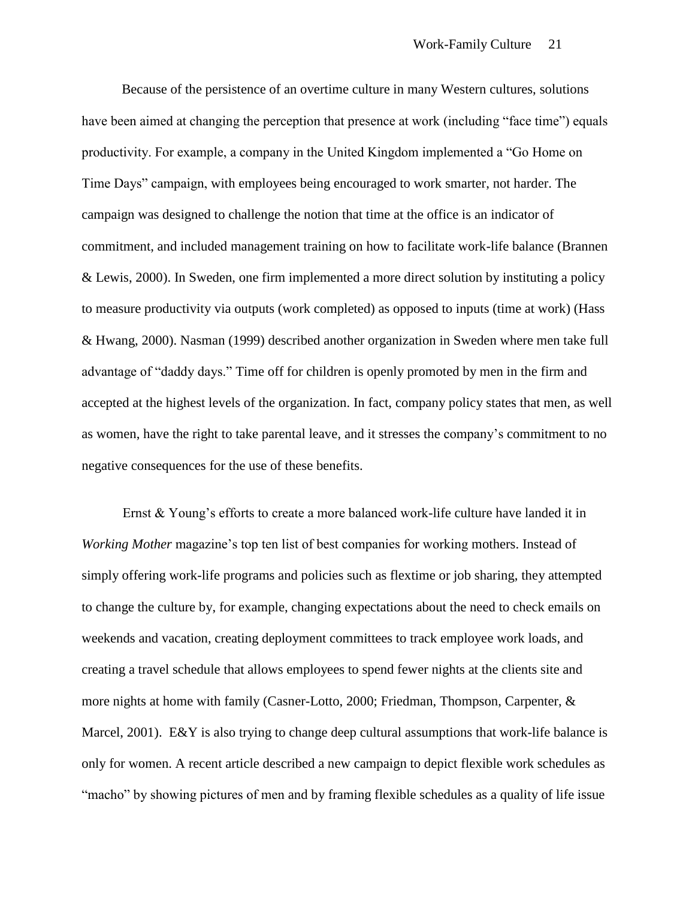Because of the persistence of an overtime culture in many Western cultures, solutions have been aimed at changing the perception that presence at work (including "face time") equals productivity. For example, a company in the United Kingdom implemented a "Go Home on Time Days" campaign, with employees being encouraged to work smarter, not harder. The campaign was designed to challenge the notion that time at the office is an indicator of commitment, and included management training on how to facilitate work-life balance (Brannen & Lewis, 2000). In Sweden, one firm implemented a more direct solution by instituting a policy to measure productivity via outputs (work completed) as opposed to inputs (time at work) (Hass & Hwang, 2000). Nasman (1999) described another organization in Sweden where men take full advantage of "daddy days." Time off for children is openly promoted by men in the firm and accepted at the highest levels of the organization. In fact, company policy states that men, as well as women, have the right to take parental leave, and it stresses the company's commitment to no negative consequences for the use of these benefits.

Ernst & Young's efforts to create a more balanced work-life culture have landed it in *Working Mother* magazine's top ten list of best companies for working mothers. Instead of simply offering work-life programs and policies such as flextime or job sharing, they attempted to change the culture by, for example, changing expectations about the need to check emails on weekends and vacation, creating deployment committees to track employee work loads, and creating a travel schedule that allows employees to spend fewer nights at the clients site and more nights at home with family (Casner-Lotto, 2000; Friedman, Thompson, Carpenter, & Marcel, 2001). E&Y is also trying to change deep cultural assumptions that work-life balance is only for women. A recent article described a new campaign to depict flexible work schedules as "macho" by showing pictures of men and by framing flexible schedules as a quality of life issue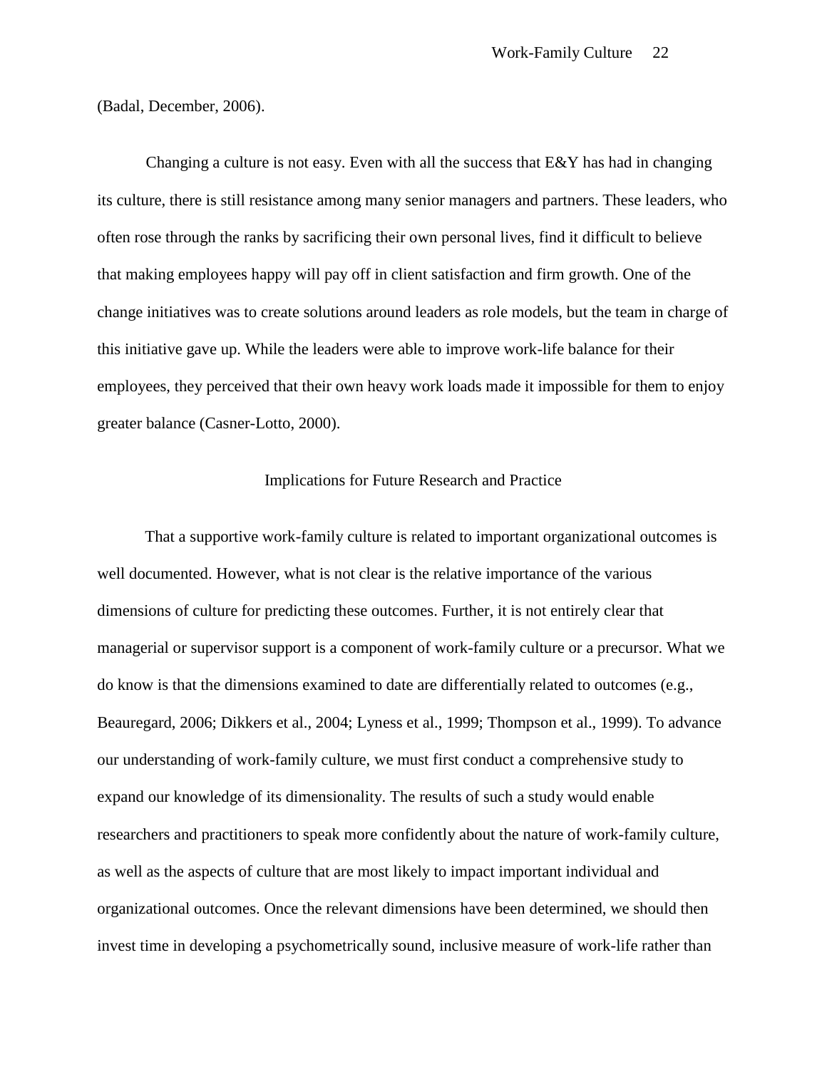(Badal, December, 2006).

Changing a culture is not easy. Even with all the success that E&Y has had in changing its culture, there is still resistance among many senior managers and partners. These leaders, who often rose through the ranks by sacrificing their own personal lives, find it difficult to believe that making employees happy will pay off in client satisfaction and firm growth. One of the change initiatives was to create solutions around leaders as role models, but the team in charge of this initiative gave up. While the leaders were able to improve work-life balance for their employees, they perceived that their own heavy work loads made it impossible for them to enjoy greater balance (Casner-Lotto, 2000).

## Implications for Future Research and Practice

That a supportive work-family culture is related to important organizational outcomes is well documented. However, what is not clear is the relative importance of the various dimensions of culture for predicting these outcomes. Further, it is not entirely clear that managerial or supervisor support is a component of work-family culture or a precursor. What we do know is that the dimensions examined to date are differentially related to outcomes (e.g., Beauregard, 2006; Dikkers et al., 2004; Lyness et al., 1999; Thompson et al., 1999). To advance our understanding of work-family culture, we must first conduct a comprehensive study to expand our knowledge of its dimensionality. The results of such a study would enable researchers and practitioners to speak more confidently about the nature of work-family culture, as well as the aspects of culture that are most likely to impact important individual and organizational outcomes. Once the relevant dimensions have been determined, we should then invest time in developing a psychometrically sound, inclusive measure of work-life rather than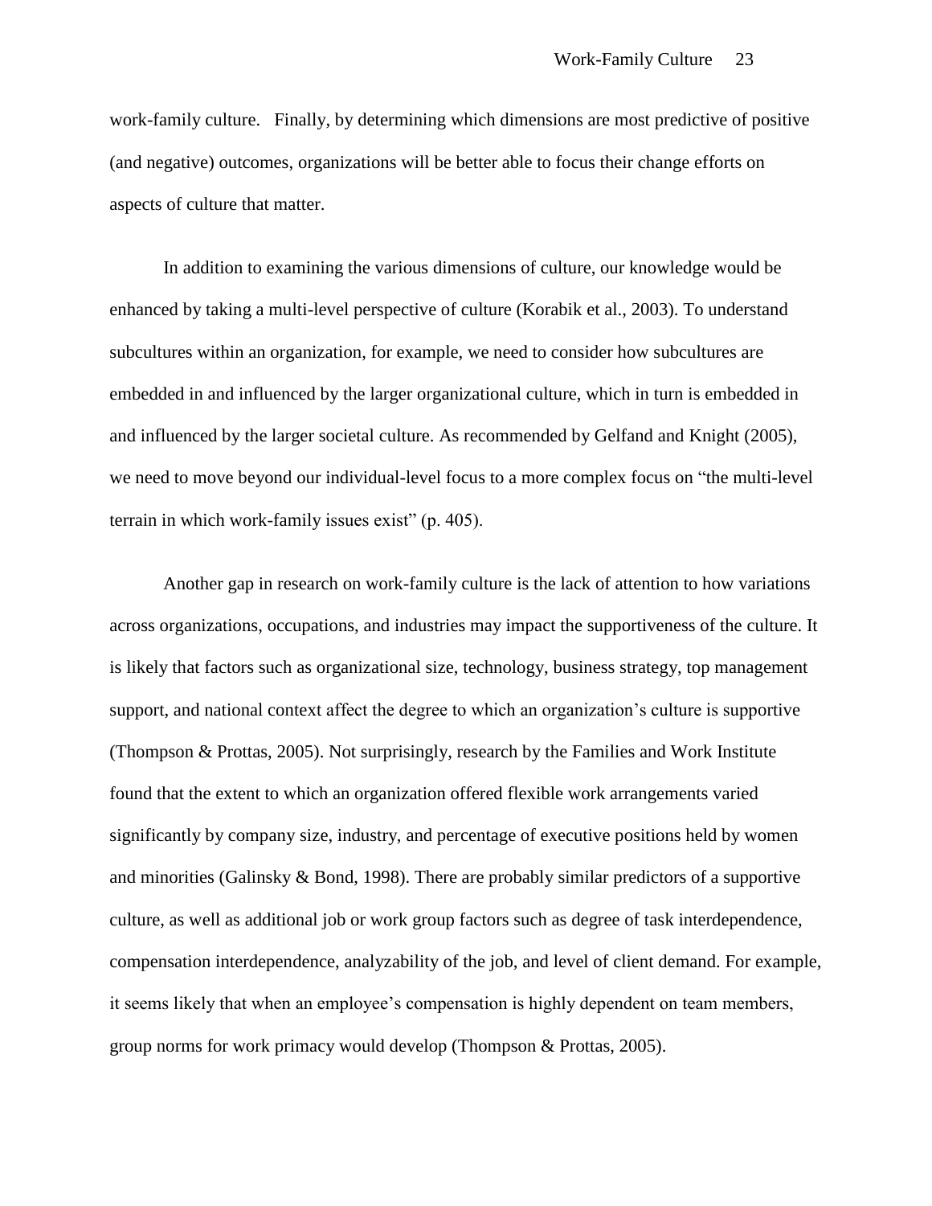work-family culture. Finally, by determining which dimensions are most predictive of positive (and negative) outcomes, organizations will be better able to focus their change efforts on aspects of culture that matter.

In addition to examining the various dimensions of culture, our knowledge would be enhanced by taking a multi-level perspective of culture (Korabik et al., 2003). To understand subcultures within an organization, for example, we need to consider how subcultures are embedded in and influenced by the larger organizational culture, which in turn is embedded in and influenced by the larger societal culture. As recommended by Gelfand and Knight (2005), we need to move beyond our individual-level focus to a more complex focus on "the multi-level terrain in which work-family issues exist" (p. 405).

Another gap in research on work-family culture is the lack of attention to how variations across organizations, occupations, and industries may impact the supportiveness of the culture. It is likely that factors such as organizational size, technology, business strategy, top management support, and national context affect the degree to which an organization's culture is supportive (Thompson & Prottas, 2005). Not surprisingly, research by the Families and Work Institute found that the extent to which an organization offered flexible work arrangements varied significantly by company size, industry, and percentage of executive positions held by women and minorities (Galinsky & Bond, 1998). There are probably similar predictors of a supportive culture, as well as additional job or work group factors such as degree of task interdependence, compensation interdependence, analyzability of the job, and level of client demand. For example, it seems likely that when an employee's compensation is highly dependent on team members, group norms for work primacy would develop (Thompson & Prottas, 2005).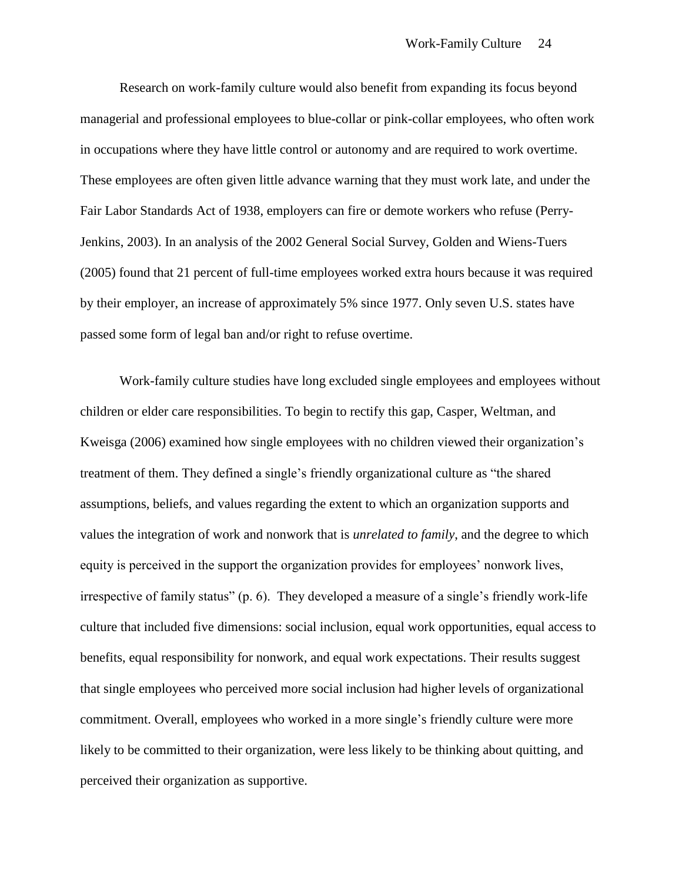Research on work-family culture would also benefit from expanding its focus beyond managerial and professional employees to blue-collar or pink-collar employees, who often work in occupations where they have little control or autonomy and are required to work overtime. These employees are often given little advance warning that they must work late, and under the Fair Labor Standards Act of 1938, employers can fire or demote workers who refuse (Perry-Jenkins, 2003). In an analysis of the 2002 General Social Survey, Golden and Wiens-Tuers (2005) found that 21 percent of full-time employees worked extra hours because it was required by their employer, an increase of approximately 5% since 1977. Only seven U.S. states have passed some form of legal ban and/or right to refuse overtime.

Work-family culture studies have long excluded single employees and employees without children or elder care responsibilities. To begin to rectify this gap, Casper, Weltman, and Kweisga (2006) examined how single employees with no children viewed their organization's treatment of them. They defined a single's friendly organizational culture as "the shared assumptions, beliefs, and values regarding the extent to which an organization supports and values the integration of work and nonwork that is *unrelated to family*, and the degree to which equity is perceived in the support the organization provides for employees' nonwork lives, irrespective of family status" (p. 6). They developed a measure of a single's friendly work-life culture that included five dimensions: social inclusion, equal work opportunities, equal access to benefits, equal responsibility for nonwork, and equal work expectations. Their results suggest that single employees who perceived more social inclusion had higher levels of organizational commitment. Overall, employees who worked in a more single's friendly culture were more likely to be committed to their organization, were less likely to be thinking about quitting, and perceived their organization as supportive.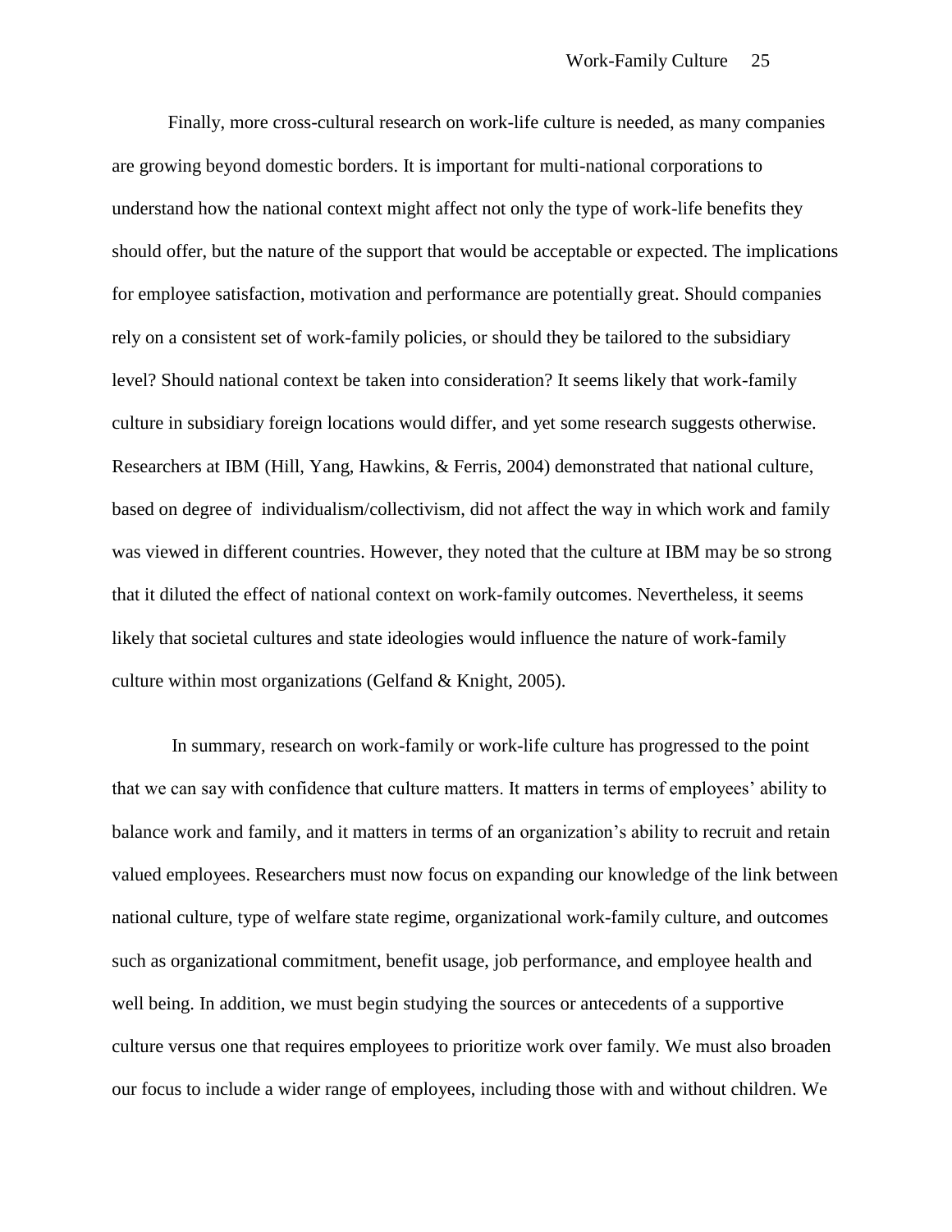Finally, more cross-cultural research on work-life culture is needed, as many companies are growing beyond domestic borders. It is important for multi-national corporations to understand how the national context might affect not only the type of work-life benefits they should offer, but the nature of the support that would be acceptable or expected. The implications for employee satisfaction, motivation and performance are potentially great. Should companies rely on a consistent set of work-family policies, or should they be tailored to the subsidiary level? Should national context be taken into consideration? It seems likely that work-family culture in subsidiary foreign locations would differ, and yet some research suggests otherwise. Researchers at IBM (Hill, Yang, Hawkins, & Ferris, 2004) demonstrated that national culture, based on degree of individualism/collectivism, did not affect the way in which work and family was viewed in different countries. However, they noted that the culture at IBM may be so strong that it diluted the effect of national context on work-family outcomes. Nevertheless, it seems likely that societal cultures and state ideologies would influence the nature of work-family culture within most organizations (Gelfand & Knight, 2005).

In summary, research on work-family or work-life culture has progressed to the point that we can say with confidence that culture matters. It matters in terms of employees' ability to balance work and family, and it matters in terms of an organization's ability to recruit and retain valued employees. Researchers must now focus on expanding our knowledge of the link between national culture, type of welfare state regime, organizational work-family culture, and outcomes such as organizational commitment, benefit usage, job performance, and employee health and well being. In addition, we must begin studying the sources or antecedents of a supportive culture versus one that requires employees to prioritize work over family. We must also broaden our focus to include a wider range of employees, including those with and without children. We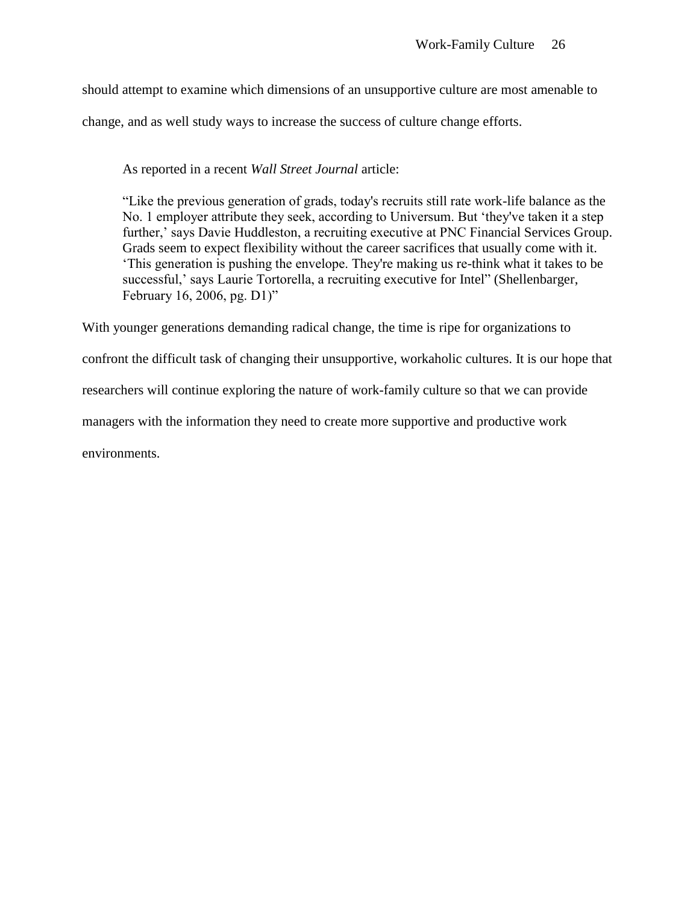should attempt to examine which dimensions of an unsupportive culture are most amenable to change, and as well study ways to increase the success of culture change efforts.

> As reported in a recent *Wall Street Journal* article:
>
> "Like the previous generation of grads, today's recruits still rate work-life balance as the No. 1 employer attribute they seek, according to Universum. But 'they've taken it a step further,' says Davie Huddleston, a recruiting executive at PNC Financial Services Group. Grads seem to expect flexibility without the career sacrifices that usually come with it. 'This generation is pushing the envelope. They're making us re-think what it takes to be successful,' says Laurie Tortorella, a recruiting executive for Intel" (Shellenbarger, February 16, 2006, pg. D1)"

With younger generations demanding radical change, the time is ripe for organizations to confront the difficult task of changing their unsupportive, workaholic cultures. It is our hope that researchers will continue exploring the nature of work-family culture so that we can provide managers with the information they need to create more supportive and productive work environments.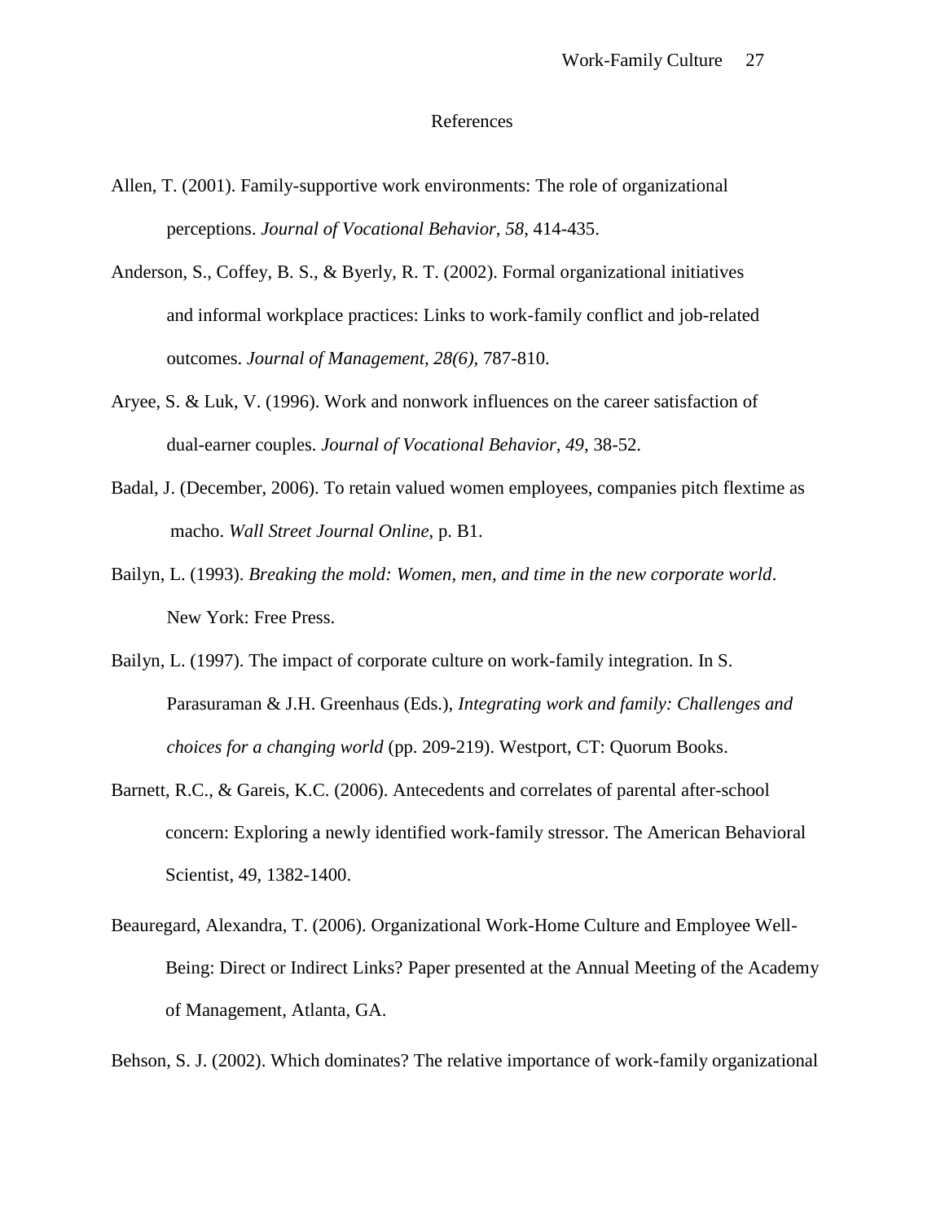# References

Allen, T. (2001). Family-supportive work environments: The role of organizational perceptions. *Journal of Vocational Behavior*, *58*, 414-435.

Anderson, S., Coffey, B. S., & Byerly, R. T. (2002). Formal organizational initiatives and informal workplace practices: Links to work-family conflict and job-related outcomes. *Journal of Management, 28(6),* 787-810.

Aryee, S. & Luk, V. (1996). Work and nonwork influences on the career satisfaction of dual-earner couples. *Journal of Vocational Behavior, 49,* 38-52.

Badal, J. (December, 2006). To retain valued women employees, companies pitch flextime as macho. *Wall Street Journal Online*, p. B1.

Bailyn, L. (1993). *Breaking the mold: Women, men, and time in the new corporate world*. New York: Free Press.

Bailyn, L. (1997). The impact of corporate culture on work-family integration. In S. Parasuraman & J.H. Greenhaus (Eds.), *Integrating work and family: Challenges and choices for a changing world* (pp. 209-219). Westport, CT: Quorum Books.

Barnett, R.C., & Gareis, K.C. (2006). Antecedents and correlates of parental after-school concern: Exploring a newly identified work-family stressor. The American Behavioral Scientist, 49, 1382-1400.

Beauregard, Alexandra, T. (2006). Organizational Work-Home Culture and Employee Well-Being: Direct or Indirect Links? Paper presented at the Annual Meeting of the Academy of Management, Atlanta, GA.

Behson, S. J. (2002). Which dominates? The relative importance of work-family organizational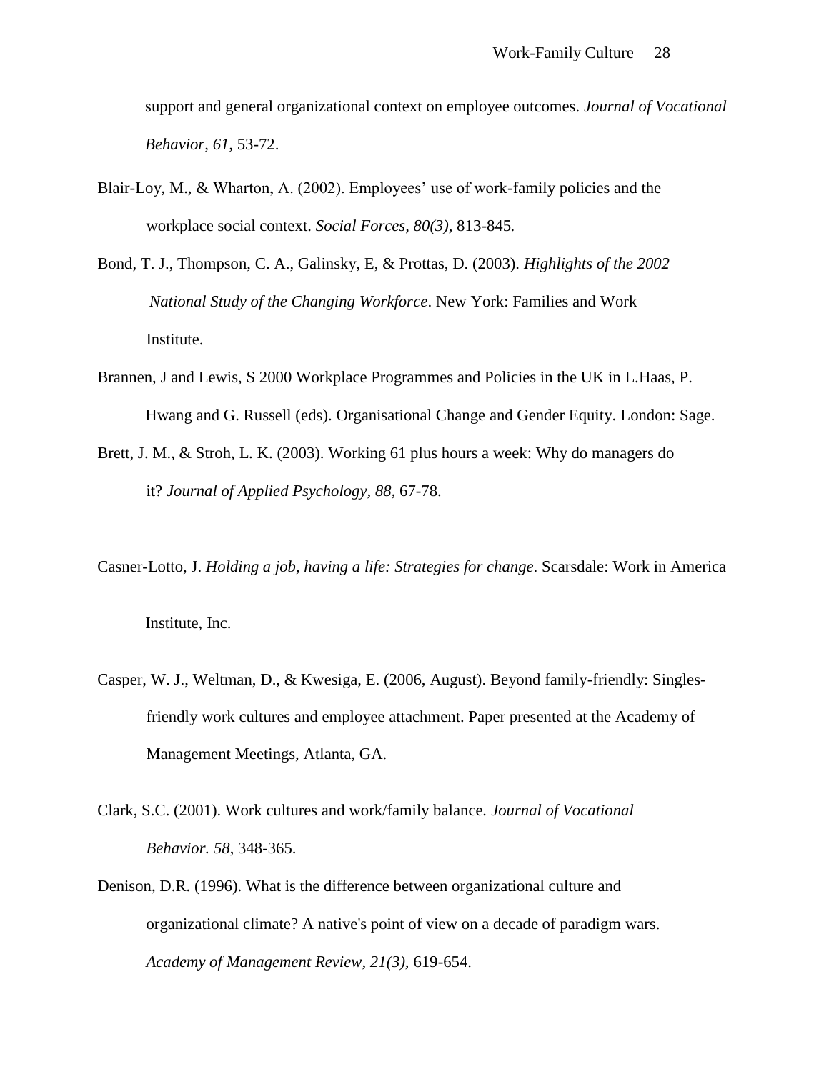support and general organizational context on employee outcomes. *Journal of Vocational Behavior, 61*, 53-72.

Blair-Loy, M., & Wharton, A. (2002). Employees' use of work-family policies and the workplace social context. *Social Forces, 80(3),* 813-845*.*

Bond, T. J., Thompson, C. A., Galinsky, E, & Prottas, D. (2003). *Highlights of the 2002 National Study of the Changing Workforce*. New York: Families and Work Institute.

Brannen, J and Lewis, S 2000 Workplace Programmes and Policies in the UK in L.Haas, P. Hwang and G. Russell (eds). Organisational Change and Gender Equity. London: Sage.

Brett, J. M., & Stroh, L. K. (2003). Working 61 plus hours a week: Why do managers do it? *Journal of Applied Psychology, 88*, 67-78.

Casner-Lotto, J. *Holding a job, having a life: Strategies for change*. Scarsdale: Work in America Institute, Inc.

Casper, W. J., Weltman, D., & Kwesiga, E. (2006, August). Beyond family-friendly: Singles-friendly work cultures and employee attachment. Paper presented at the Academy of Management Meetings, Atlanta, GA.

Clark, S.C. (2001). Work cultures and work/family balance. *Journal of Vocational Behavior. 58*, 348-365.

Denison, D.R. (1996). What is the difference between organizational culture and organizational climate? A native's point of view on a decade of paradigm wars. *Academy of Management Review, 21(3),* 619-654.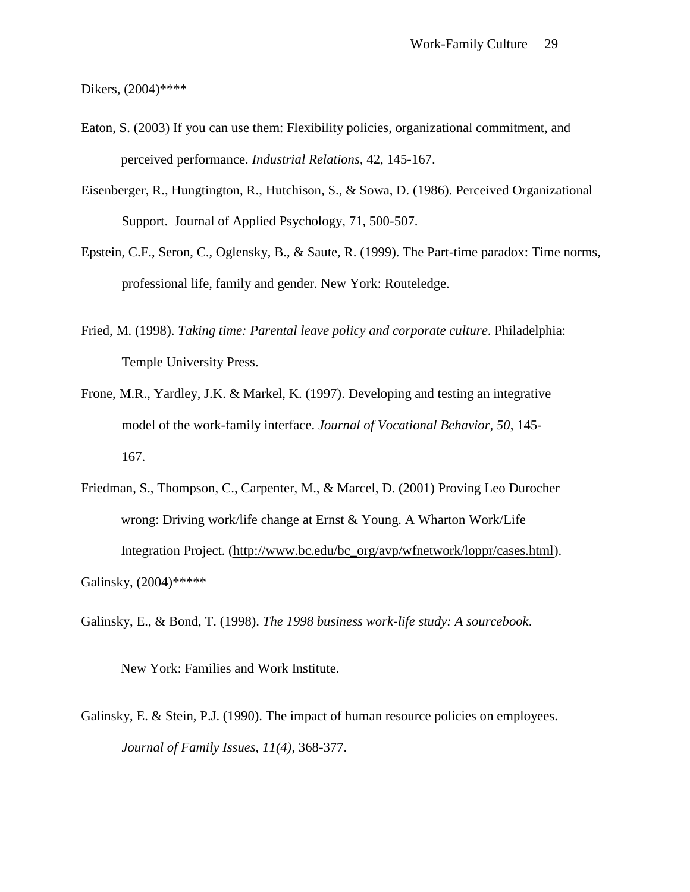Dikers, (2004)****

Eaton, S. (2003) If you can use them: Flexibility policies, organizational commitment, and perceived performance. *Industrial Relations*, 42, 145-167.

Eisenberger, R., Hungtington, R., Hutchison, S., & Sowa, D. (1986). Perceived Organizational Support. Journal of Applied Psychology, 71, 500-507.

Epstein, C.F., Seron, C., Oglensky, B., & Saute, R. (1999). The Part-time paradox: Time norms, professional life, family and gender. New York: Routeledge.

Fried, M. (1998). *Taking time: Parental leave policy and corporate culture*. Philadelphia: Temple University Press.

Frone, M.R., Yardley, J.K. & Markel, K. (1997). Developing and testing an integrative model of the work-family interface. *Journal of Vocational Behavior, 50*, 145-167.

Friedman, S., Thompson, C., Carpenter, M., & Marcel, D. (2001) Proving Leo Durocher wrong: Driving work/life change at Ernst & Young. A Wharton Work/Life Integration Project. (http://www.bc.edu/bc_org/avp/wfnetwork/loppr/cases.html).

Galinsky, (2004)*****

Galinsky, E., & Bond, T. (1998). *The 1998 business work-life study: A sourcebook*. New York: Families and Work Institute.

Galinsky, E. & Stein, P.J. (1990). The impact of human resource policies on employees. *Journal of Family Issues, 11(4)*, 368-377.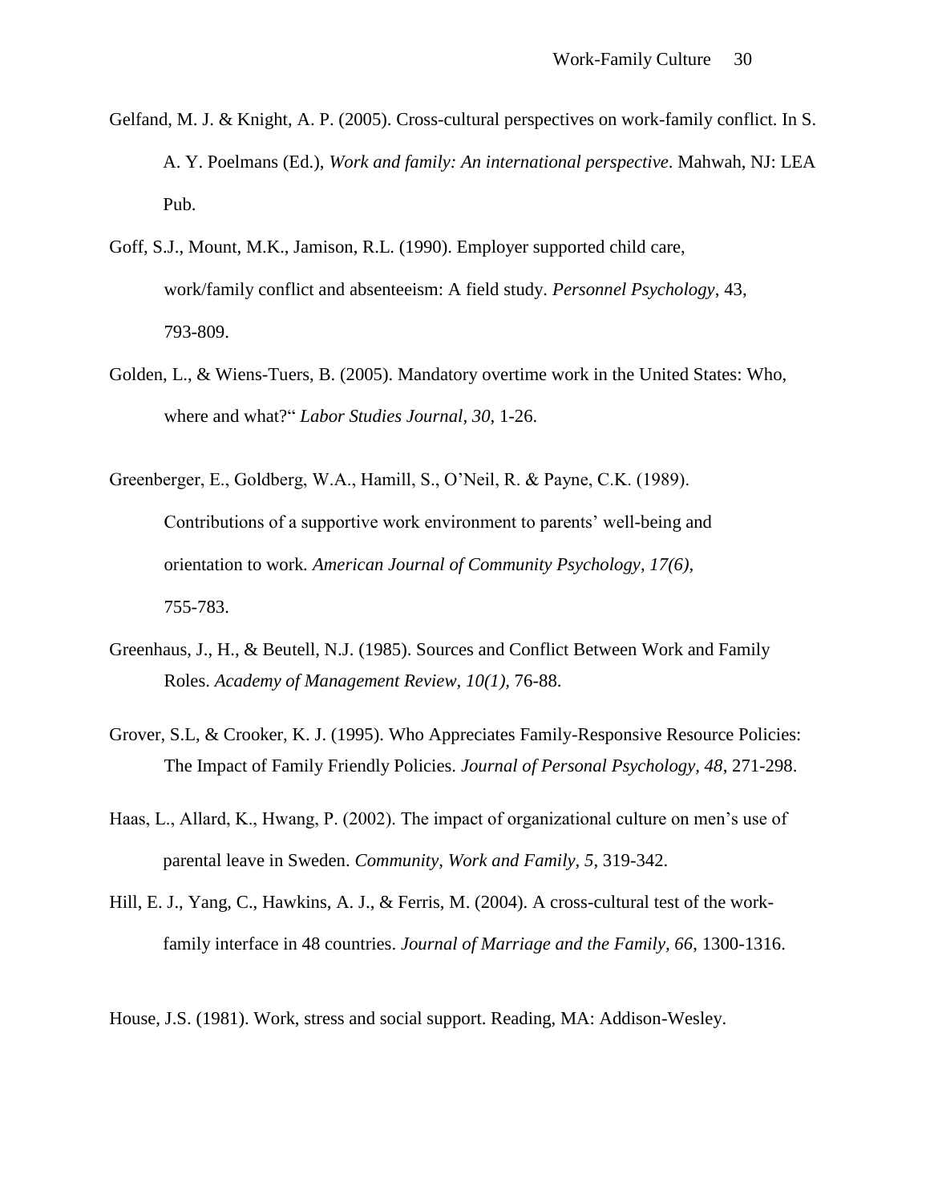Gelfand, M. J. & Knight, A. P. (2005). Cross-cultural perspectives on work-family conflict. In S. A. Y. Poelmans (Ed.), *Work and family: An international perspective*. Mahwah, NJ: LEA Pub.

Goff, S.J., Mount, M.K., Jamison, R.L. (1990). Employer supported child care, work/family conflict and absenteeism: A field study. *Personnel Psychology*, 43, 793-809.

Golden, L., & Wiens-Tuers, B. (2005). Mandatory overtime work in the United States: Who, where and what?" *Labor Studies Journal, 30,* 1-26.

Greenberger, E., Goldberg, W.A., Hamill, S., O'Neil, R. & Payne, C.K. (1989). Contributions of a supportive work environment to parents' well-being and orientation to work*. American Journal of Community Psychology, 17(6),* 755-783.

Greenhaus, J., H., & Beutell, N.J. (1985). Sources and Conflict Between Work and Family Roles. *Academy of Management Review, 10(1),* 76-88.

Grover, S.L, & Crooker, K. J. (1995). Who Appreciates Family-Responsive Resource Policies: The Impact of Family Friendly Policies. *Journal of Personal Psychology*, *48*, 271-298.

Haas, L., Allard, K., Hwang, P. (2002). The impact of organizational culture on men's use of parental leave in Sweden. *Community, Work and Family, 5*, 319-342.

Hill, E. J., Yang, C., Hawkins, A. J., & Ferris, M. (2004). A cross-cultural test of the work-family interface in 48 countries. *Journal of Marriage and the Family, 66*, 1300-1316.

House, J.S. (1981). Work, stress and social support. Reading, MA: Addison-Wesley.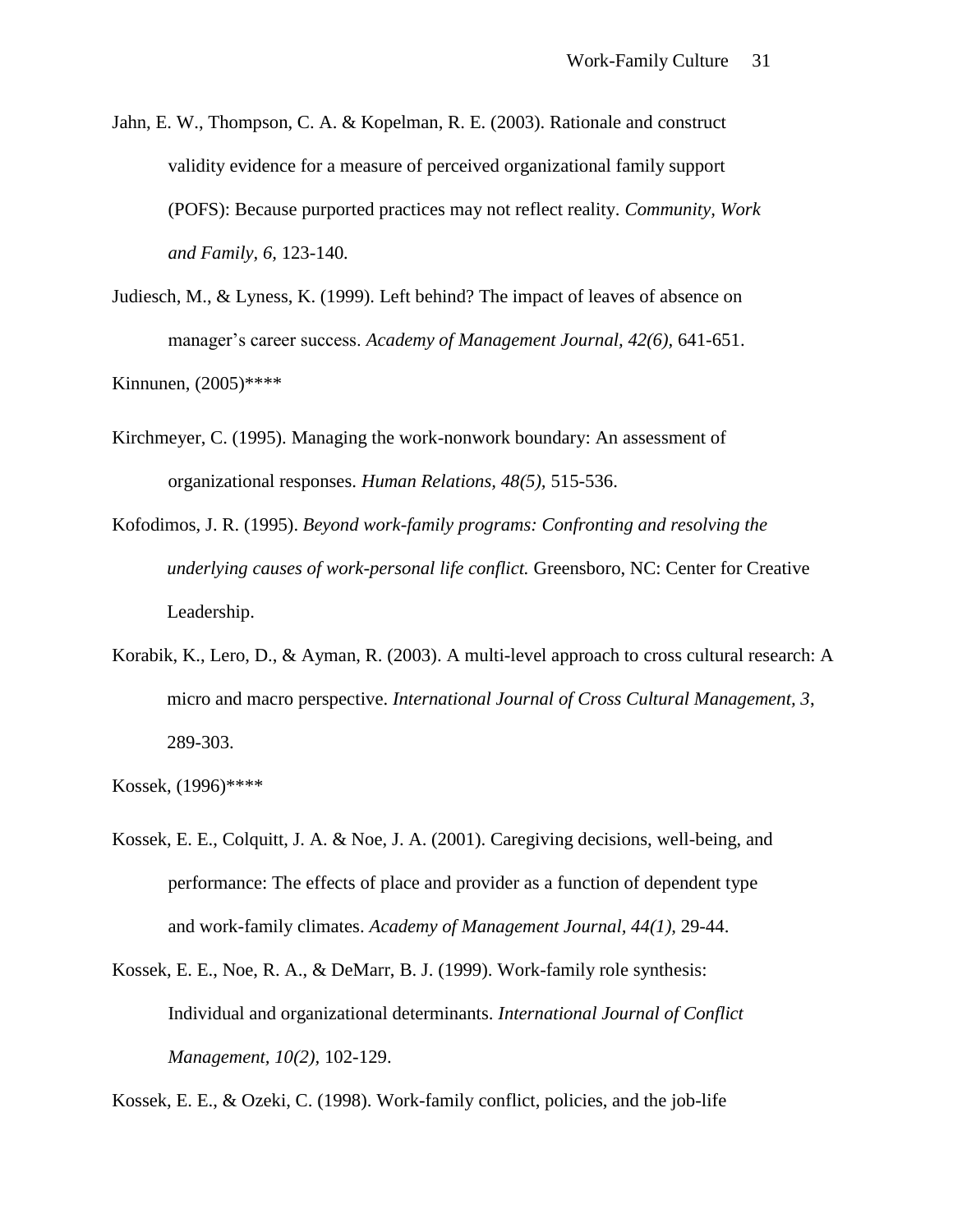Jahn, E. W., Thompson, C. A. & Kopelman, R. E. (2003). Rationale and construct validity evidence for a measure of perceived organizational family support (POFS): Because purported practices may not reflect reality. *Community, Work and Family, 6,* 123-140.

Judiesch, M., & Lyness, K. (1999). Left behind? The impact of leaves of absence on manager's career success. *Academy of Management Journal, 42(6),* 641-651.

Kinnunen, (2005)****

Kirchmeyer, C. (1995). Managing the work-nonwork boundary: An assessment of organizational responses. *Human Relations, 48(5),* 515-536.

Kofodimos, J. R. (1995). *Beyond work-family programs: Confronting and resolving the underlying causes of work-personal life conflict.* Greensboro, NC: Center for Creative Leadership.

Korabik, K., Lero, D., & Ayman, R. (2003). A multi-level approach to cross cultural research: A micro and macro perspective. *International Journal of Cross Cultural Management, 3*, 289-303.

Kossek, (1996)****

Kossek, E. E., Colquitt, J. A. & Noe, J. A. (2001). Caregiving decisions, well-being, and performance: The effects of place and provider as a function of dependent type and work-family climates. *Academy of Management Journal, 44(1),* 29-44.

Kossek, E. E., Noe, R. A., & DeMarr, B. J. (1999). Work-family role synthesis: Individual and organizational determinants. *International Journal of Conflict Management, 10(2),* 102-129.

Kossek, E. E., & Ozeki, C. (1998). Work-family conflict, policies, and the job-life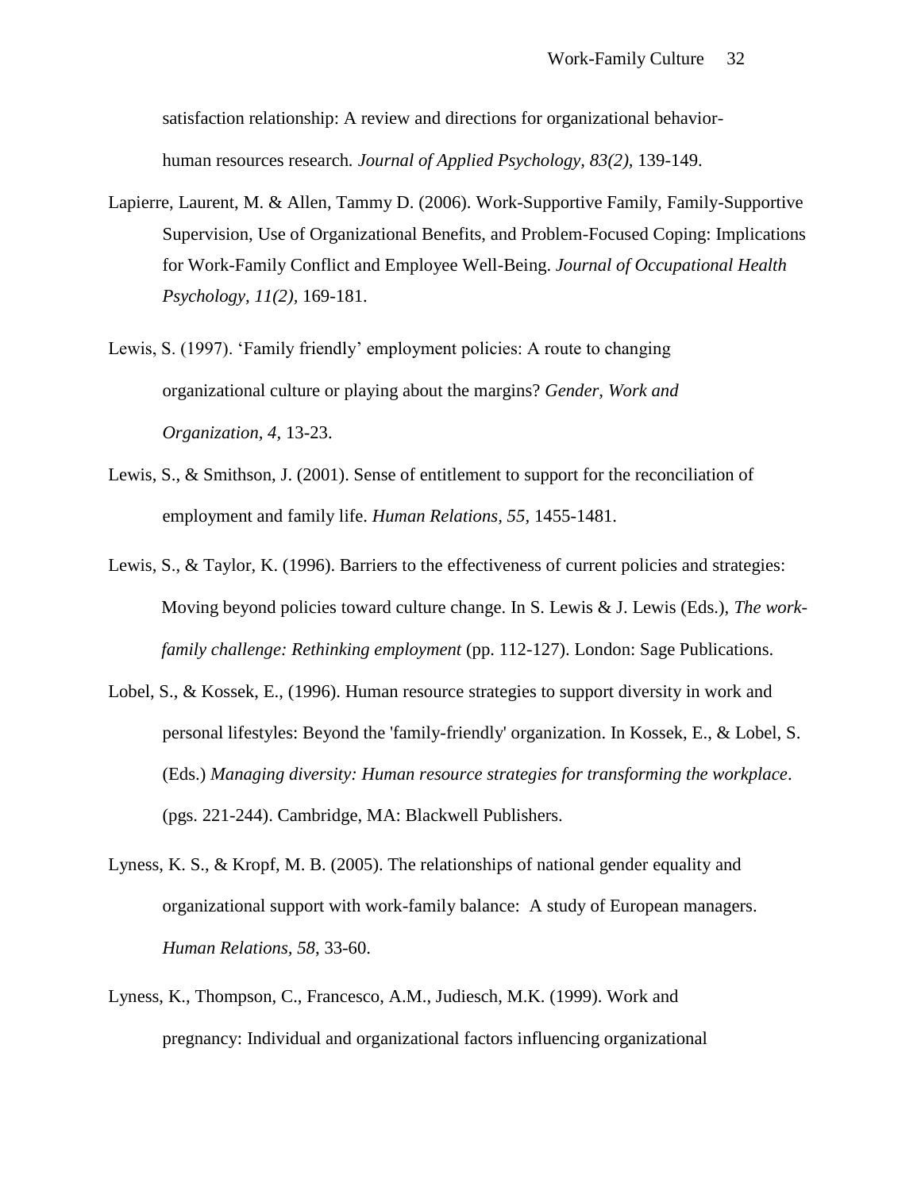satisfaction relationship: A review and directions for organizational behavior-human resources research. *Journal of Applied Psychology, 83(2),* 139-149.

Lapierre, Laurent, M. & Allen, Tammy D. (2006). Work-Supportive Family, Family-Supportive Supervision, Use of Organizational Benefits, and Problem-Focused Coping: Implications for Work-Family Conflict and Employee Well-Being. *Journal of Occupational Health Psychology, 11(2),* 169-181.

Lewis, S. (1997). 'Family friendly' employment policies: A route to changing organizational culture or playing about the margins? *Gender, Work and Organization, 4,* 13-23.

Lewis, S., & Smithson, J. (2001). Sense of entitlement to support for the reconciliation of employment and family life. *Human Relations, 55,* 1455-1481.

Lewis, S., & Taylor, K. (1996). Barriers to the effectiveness of current policies and strategies: Moving beyond policies toward culture change. In S. Lewis & J. Lewis (Eds.), *The work-family challenge: Rethinking employment* (pp. 112-127). London: Sage Publications.

Lobel, S., & Kossek, E., (1996). Human resource strategies to support diversity in work and personal lifestyles: Beyond the 'family-friendly' organization. In Kossek, E., & Lobel, S. (Eds.) *Managing diversity: Human resource strategies for transforming the workplace*. (pgs. 221-244). Cambridge, MA: Blackwell Publishers.

Lyness, K. S., & Kropf, M. B. (2005). The relationships of national gender equality and organizational support with work-family balance: A study of European managers. *Human Relations, 58*, 33-60.

Lyness, K., Thompson, C., Francesco, A.M., Judiesch, M.K. (1999). Work and pregnancy: Individual and organizational factors influencing organizational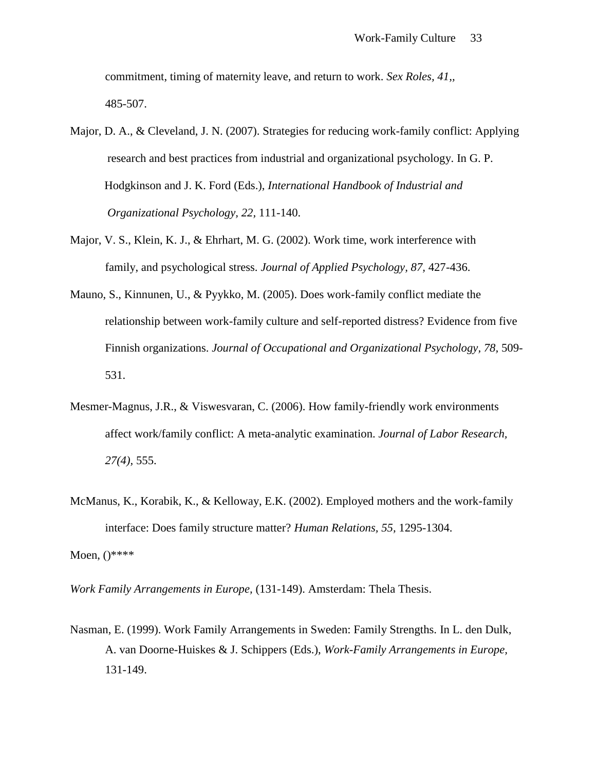commitment, timing of maternity leave, and return to work. *Sex Roles, 41,*, 485-507.

Major, D. A., & Cleveland, J. N. (2007). Strategies for reducing work-family conflict: Applying research and best practices from industrial and organizational psychology. In G. P. Hodgkinson and J. K. Ford (Eds.), *International Handbook of Industrial and Organizational Psychology, 22,* 111-140.

Major, V. S., Klein, K. J., & Ehrhart, M. G. (2002). Work time, work interference with family, and psychological stress. *Journal of Applied Psychology, 87*, 427-436.

Mauno, S., Kinnunen, U., & Pyykko, M. (2005). Does work-family conflict mediate the relationship between work-family culture and self-reported distress? Evidence from five Finnish organizations. *Journal of Occupational and Organizational Psychology, 78*, 509-531.

Mesmer-Magnus, J.R., & Viswesvaran, C. (2006). How family-friendly work environments affect work/family conflict: A meta-analytic examination. *Journal of Labor Research, 27(4),* 555.

McManus, K., Korabik, K., & Kelloway, E.K. (2002). Employed mothers and the work-family interface: Does family structure matter? *Human Relations, 55*, 1295-1304.

Moen, ()****

*Work Family Arrangements in Europe,* (131-149). Amsterdam: Thela Thesis.

Nasman, E. (1999). Work Family Arrangements in Sweden: Family Strengths. In L. den Dulk, A. van Doorne-Huiskes & J. Schippers (Eds.), *Work-Family Arrangements in Europe,* 131-149.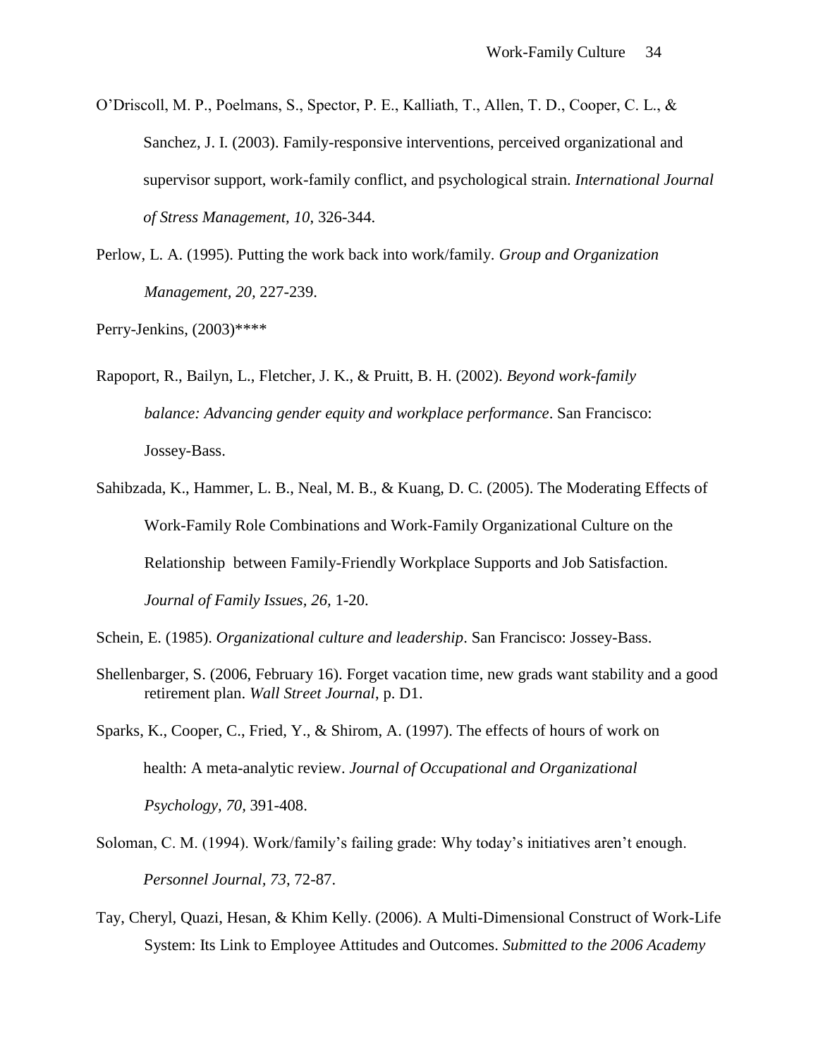O'Driscoll, M. P., Poelmans, S., Spector, P. E., Kalliath, T., Allen, T. D., Cooper, C. L., & Sanchez, J. I. (2003). Family-responsive interventions, perceived organizational and supervisor support, work-family conflict, and psychological strain. *International Journal of Stress Management, 10*, 326-344.

Perlow, L. A. (1995). Putting the work back into work/family. *Group and Organization Management, 20,* 227-239.

Perry-Jenkins, (2003)****

Rapoport, R., Bailyn, L., Fletcher, J. K., & Pruitt, B. H. (2002). *Beyond work-family balance: Advancing gender equity and workplace performance*. San Francisco: Jossey-Bass.

Sahibzada, K., Hammer, L. B., Neal, M. B., & Kuang, D. C. (2005). The Moderating Effects of Work-Family Role Combinations and Work-Family Organizational Culture on the Relationship between Family-Friendly Workplace Supports and Job Satisfaction. *Journal of Family Issues, 26,* 1-20.

Schein, E. (1985). *Organizational culture and leadership*. San Francisco: Jossey-Bass.

Shellenbarger, S. (2006, February 16). Forget vacation time, new grads want stability and a good retirement plan. *Wall Street Journal*, p. D1.

Sparks, K., Cooper, C., Fried, Y., & Shirom, A. (1997). The effects of hours of work on health: A meta-analytic review. *Journal of Occupational and Organizational Psychology, 70,* 391-408.

Soloman, C. M. (1994). Work/family's failing grade: Why today's initiatives aren't enough. *Personnel Journal*, *73*, 72-87.

Tay, Cheryl, Quazi, Hesan, & Khim Kelly. (2006). A Multi-Dimensional Construct of Work-Life System: Its Link to Employee Attitudes and Outcomes. *Submitted to the 2006 Academy*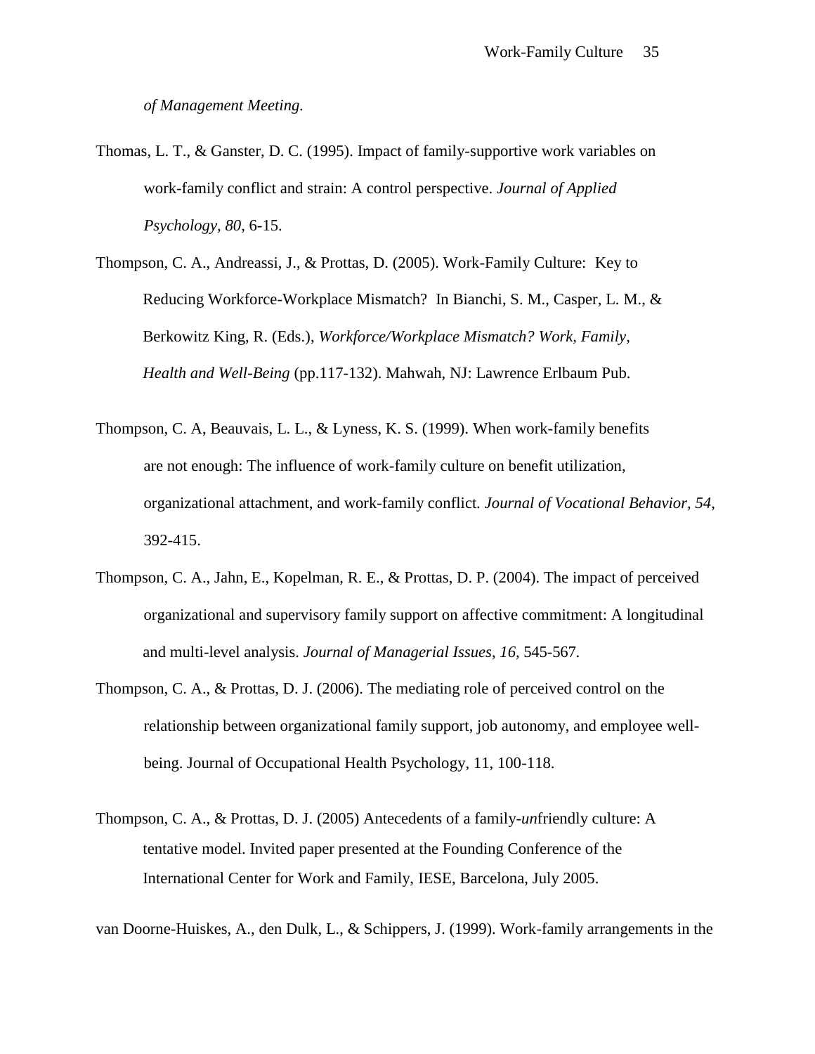*of Management Meeting.*

Thomas, L. T., & Ganster, D. C. (1995). Impact of family-supportive work variables on work-family conflict and strain: A control perspective. *Journal of Applied Psychology, 80,* 6-15.

Thompson, C. A., Andreassi, J., & Prottas, D. (2005). Work-Family Culture: Key to Reducing Workforce-Workplace Mismatch? In Bianchi, S. M., Casper, L. M., & Berkowitz King, R. (Eds.), *Workforce/Workplace Mismatch? Work, Family, Health and Well-Being* (pp.117-132). Mahwah, NJ: Lawrence Erlbaum Pub.

Thompson, C. A, Beauvais, L. L., & Lyness, K. S. (1999). When work-family benefits are not enough: The influence of work-family culture on benefit utilization, organizational attachment, and work-family conflict. *Journal of Vocational Behavior, 54*, 392-415.

Thompson, C. A., Jahn, E., Kopelman, R. E., & Prottas, D. P. (2004). The impact of perceived organizational and supervisory family support on affective commitment: A longitudinal and multi-level analysis. *Journal of Managerial Issues*, *16,* 545-567.

Thompson, C. A., & Prottas, D. J. (2006). The mediating role of perceived control on the relationship between organizational family support, job autonomy, and employee well-being. Journal of Occupational Health Psychology, 11, 100-118.

Thompson, C. A., & Prottas, D. J. (2005) Antecedents of a family-*un*friendly culture: A tentative model. Invited paper presented at the Founding Conference of the International Center for Work and Family, IESE, Barcelona, July 2005.

van Doorne-Huiskes, A., den Dulk, L., & Schippers, J. (1999). Work-family arrangements in the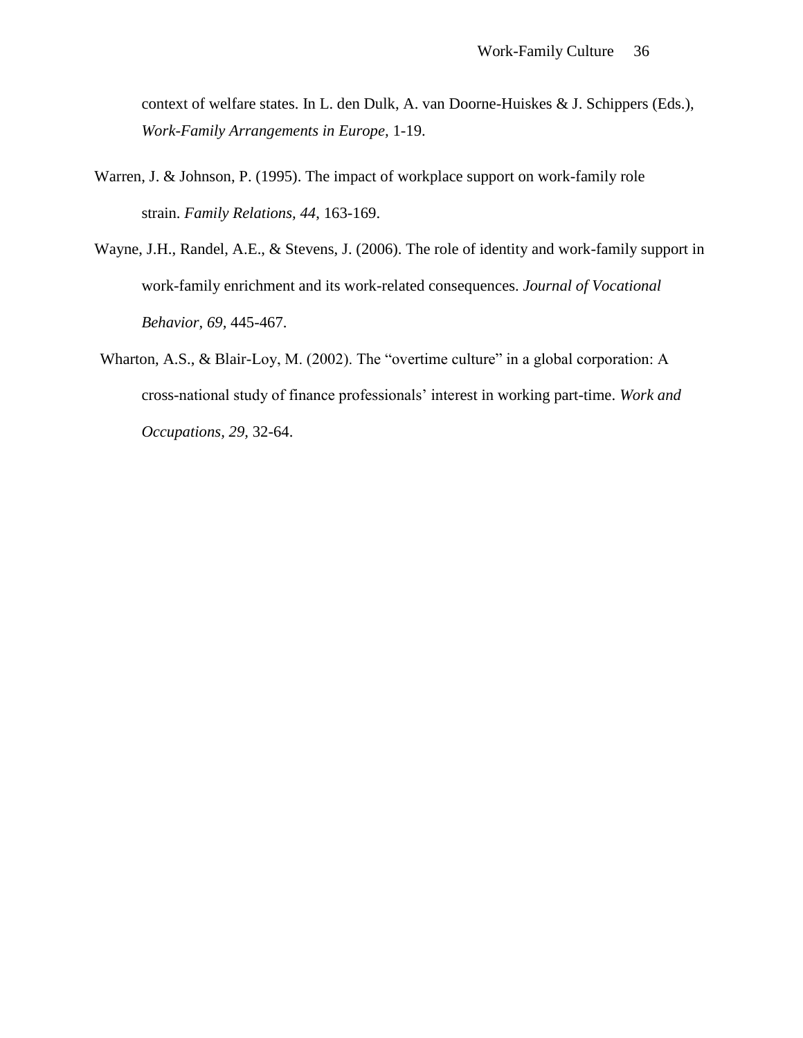context of welfare states. In L. den Dulk, A. van Doorne-Huiskes & J. Schippers (Eds.), *Work-Family Arrangements in Europe*, 1-19.

Warren, J. & Johnson, P. (1995). The impact of workplace support on work-family role strain. *Family Relations, 44*, 163-169.

Wayne, J.H., Randel, A.E., & Stevens, J. (2006). The role of identity and work-family support in work-family enrichment and its work-related consequences. *Journal of Vocational Behavior, 69*, 445-467.

Wharton, A.S., & Blair-Loy, M. (2002). The "overtime culture" in a global corporation: A cross-national study of finance professionals' interest in working part-time. *Work and Occupations, 29,* 32-64.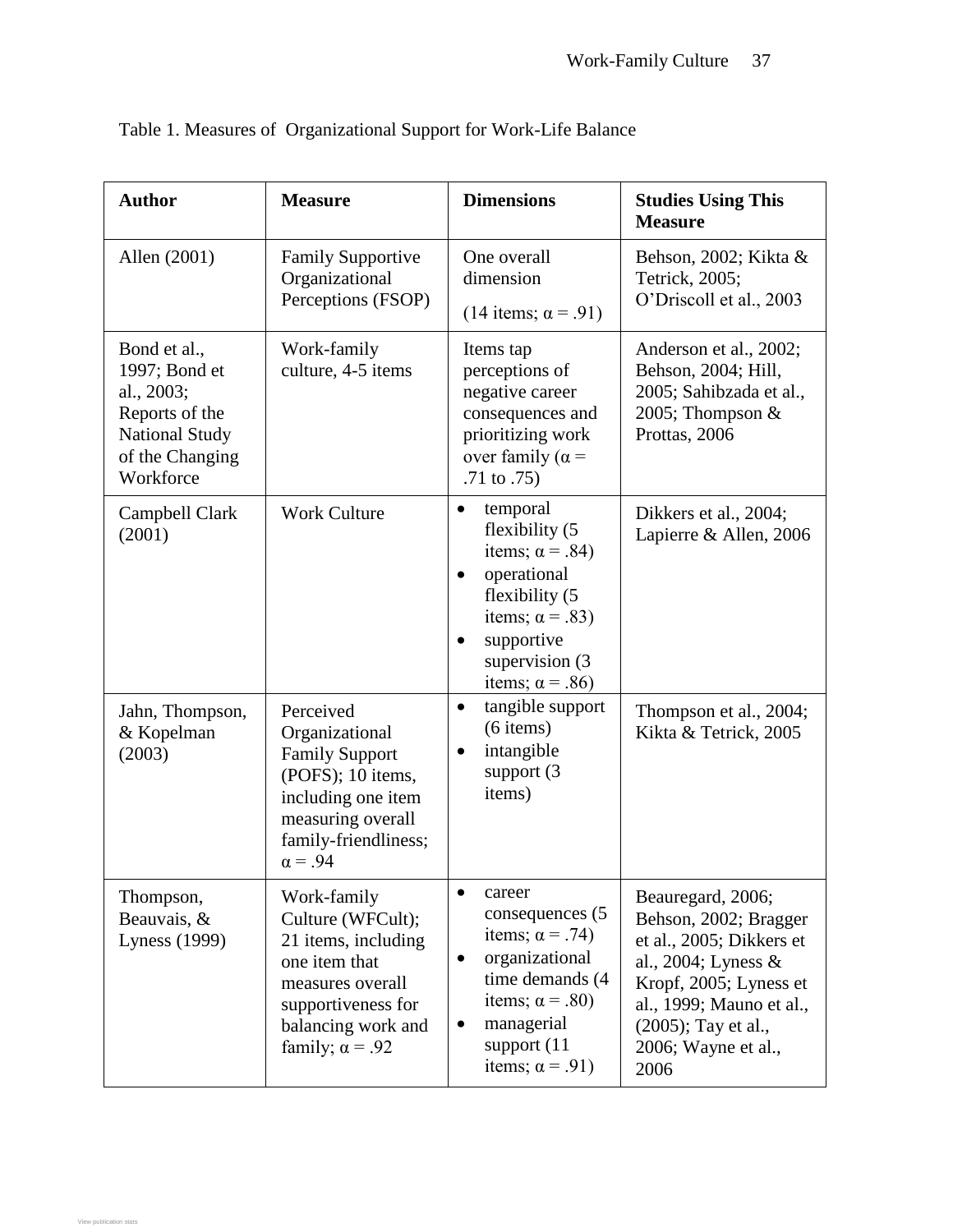Table 1. Measures of Organizational Support for Work-Life Balance

| Author | Measure | Dimensions | Studies Using This Measure |
|---|---|---|---|
| Allen (2001) | Family Supportive Organizational Perceptions (FSOP) | One overall dimension (14 items; α = .91) | Behson, 2002; Kikta & Tetrick, 2005; O'Driscoll et al., 2003 |
| Bond et al., 1997; Bond et al., 2003; Reports of the National Study of the Changing Workforce | Work-family culture, 4-5 items | Items tap perceptions of negative career consequences and prioritizing work over family (α = .71 to .75) | Anderson et al., 2002; Behson, 2004; Hill, 2005; Sahibzada et al., 2005; Thompson & Prottas, 2006 |
| Campbell Clark (2001) | Work Culture | • temporal flexibility (5 items; α = .84) <br> • operational flexibility (5 items; α = .83) <br> • supportive supervision (3 items; α = .86) | Dikkers et al., 2004; Lapierre & Allen, 2006 |
| Jahn, Thompson, & Kopelman (2003) | Perceived Organizational Family Support (POFS); 10 items, including one item measuring overall family-friendliness; α = .94 | • tangible support (6 items) <br> • intangible support (3 items) | Thompson et al., 2004; Kikta & Tetrick, 2005 |
| Thompson, Beauvais, & Lyness (1999) | Work-family Culture (WFCult); 21 items, including one item that measures overall supportiveness for balancing work and family; α = .92 | • career consequences (5 items; α = .74) <br> • organizational time demands (4 items; α = .80) <br> • managerial support (11 items; α = .91) | Beauregard, 2006; Behson, 2002; Bragger et al., 2005; Dikkers et al., 2004; Lyness & Kropf, 2005; Lyness et al., 1999; Mauno et al., (2005); Tay et al., 2006; Wayne et al., 2006 |